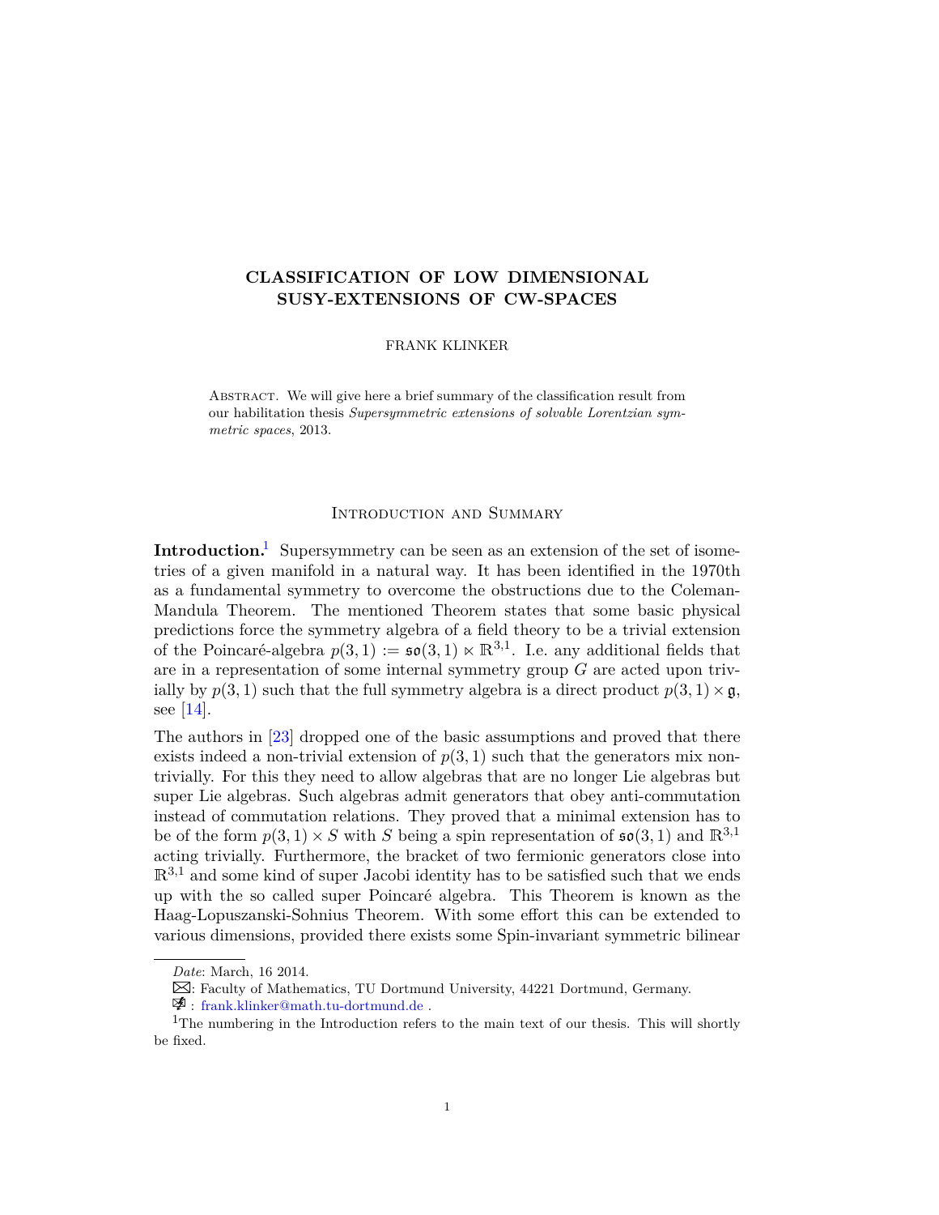# CLASSIFICATION OF LOW DIMENSIONAL SUSY-EXTENSIONS OF CW-SPACES

FRANK KLINKER

Abstract. We will give here a brief summary of the classification result from our habilitation thesis *Supersymmetric extensions of solvable Lorentzian symmetric spaces*, 2013.

## Introduction and Summary

**Introduction.**[1] Supersymmetry can be seen as an extension of the set of isometries of a given manifold in a natural way. It has been identified in the 1970th as a fundamental symmetry to overcome the obstructions due to the Coleman-Mandula Theorem. The mentioned Theorem states that some basic physical predictions force the symmetry algebra of a field theory to be a trivial extension of the Poincaré-algebra $p(3,1) := \mathfrak{so}(3,1) \ltimes \mathbb{R}^{3,1}$. I.e. any additional fields that are in a representation of some internal symmetry group $G$ are acted upon trivially by $p(3,1)$ such that the full symmetry algebra is a direct product $p(3,1) \times \mathfrak{g}$, see [14].

The authors in [23] dropped one of the basic assumptions and proved that there exists indeed a non-trivial extension of $p(3,1)$ such that the generators mix non-trivially. For this they need to allow algebras that are no longer Lie algebras but super Lie algebras. Such algebras admit generators that obey anti-commutation instead of commutation relations. They proved that a minimal extension has to be of the form $p(3,1) \times S$ with $S$ being a spin representation of $\mathfrak{so}(3,1)$ and $\mathbb{R}^{3,1}$ acting trivially. Furthermore, the bracket of two fermionic generators close into $\mathbb{R}^{3,1}$ and some kind of super Jacobi identity has to be satisfied such that we ends up with the so called super Poincaré algebra. This Theorem is known as the Haag-Lopuszanski-Sohnius Theorem. With some effort this can be extended to various dimensions, provided there exists some Spin-invariant symmetric bilinear

---

*Date*: March, 16 2014.

✉: Faculty of Mathematics, TU Dortmund University, 44221 Dortmund, Germany.

: frank.klinker@math.tu-dortmund.de .

[1] The numbering in the Introduction refers to the main text of our thesis. This will shortly be fixed.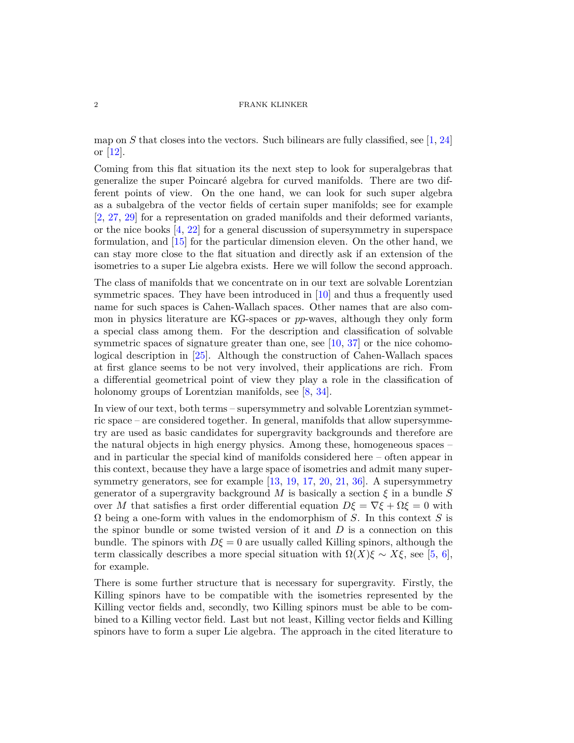map on $S$ that closes into the vectors. Such bilinears are fully classified, see [1, 24] or [12].

Coming from this flat situation its the next step to look for superalgebras that generalize the super Poincaré algebra for curved manifolds. There are two different points of view. On the one hand, we can look for such super algebra as a subalgebra of the vector fields of certain super manifolds; see for example [2, 27, 29] for a representation on graded manifolds and their deformed variants, or the nice books [4, 22] for a general discussion of supersymmetry in superspace formulation, and [15] for the particular dimension eleven. On the other hand, we can stay more close to the flat situation and directly ask if an extension of the isometries to a super Lie algebra exists. Here we will follow the second approach.

The class of manifolds that we concentrate on in our text are solvable Lorentzian symmetric spaces. They have been introduced in [10] and thus a frequently used name for such spaces is Cahen-Wallach spaces. Other names that are also common in physics literature are KG-spaces or *pp*-waves, although they only form a special class among them. For the description and classification of solvable symmetric spaces of signature greater than one, see [10, 37] or the nice cohomological description in [25]. Although the construction of Cahen-Wallach spaces at first glance seems to be not very involved, their applications are rich. From a differential geometrical point of view they play a role in the classification of holonomy groups of Lorentzian manifolds, see [8, 34].

In view of our text, both terms – supersymmetry and solvable Lorentzian symmetric space – are considered together. In general, manifolds that allow supersymmetry are used as basic candidates for supergravity backgrounds and therefore are the natural objects in high energy physics. Among these, homogeneous spaces – and in particular the special kind of manifolds considered here – often appear in this context, because they have a large space of isometries and admit many supersymmetry generators, see for example [13, 19, 17, 20, 21, 36]. A supersymmetry generator of a supergravity background $M$ is basically a section $\xi$ in a bundle $S$ over $M$ that satisfies a first order differential equation $D\xi = \nabla\xi + \Omega\xi = 0$ with $\Omega$ being a one-form with values in the endomorphism of $S$. In this context $S$ is the spinor bundle or some twisted version of it and $D$ is a connection on this bundle. The spinors with $D\xi = 0$ are usually called Killing spinors, although the term classically describes a more special situation with $\Omega(X)\xi \sim X\xi$, see [5, 6], for example.

There is some further structure that is necessary for supergravity. Firstly, the Killing spinors have to be compatible with the isometries represented by the Killing vector fields and, secondly, two Killing spinors must be able to be combined to a Killing vector field. Last but not least, Killing vector fields and Killing spinors have to form a super Lie algebra. The approach in the cited literature to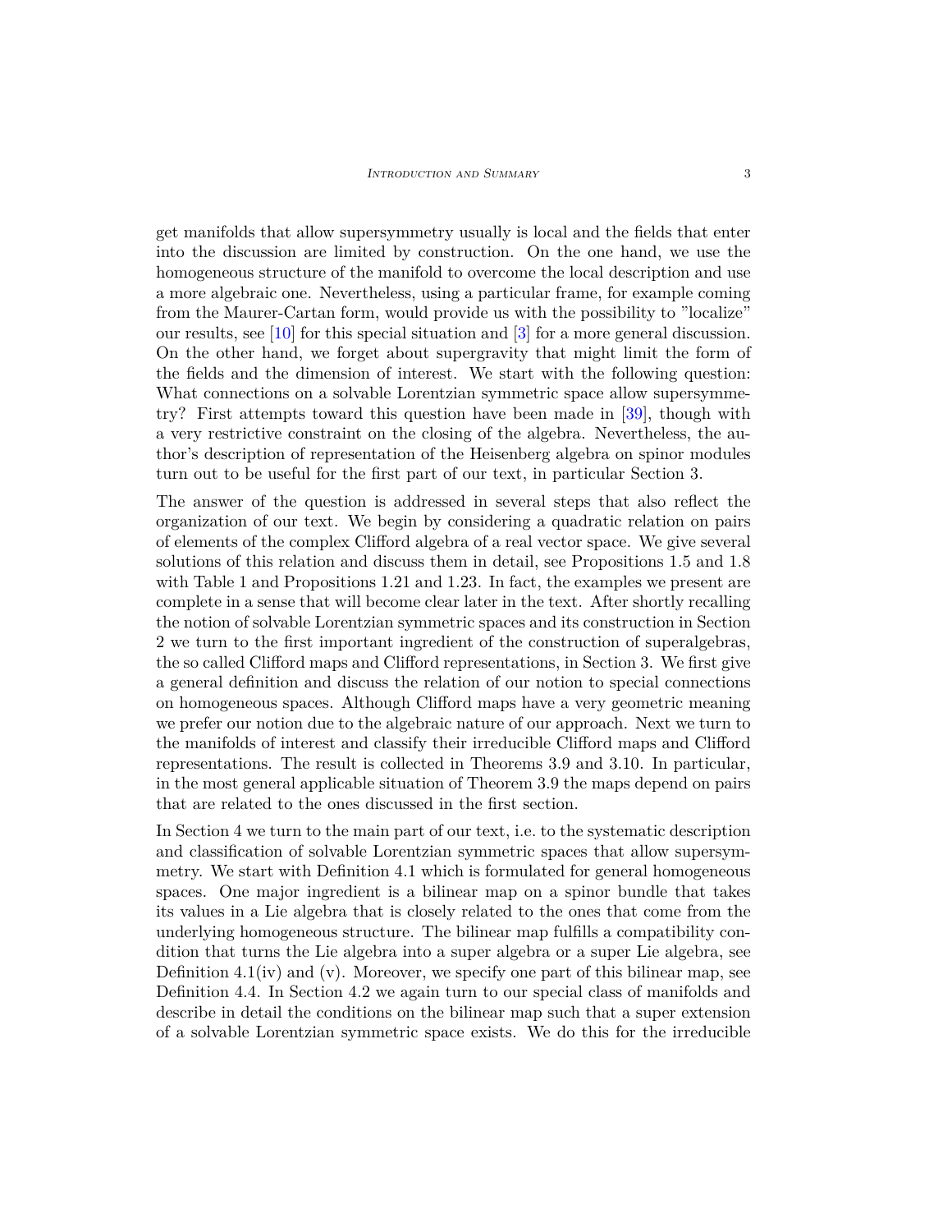get manifolds that allow supersymmetry usually is local and the fields that enter into the discussion are limited by construction. On the one hand, we use the homogeneous structure of the manifold to overcome the local description and use a more algebraic one. Nevertheless, using a particular frame, for example coming from the Maurer-Cartan form, would provide us with the possibility to "localize" our results, see [10] for this special situation and [3] for a more general discussion. On the other hand, we forget about supergravity that might limit the form of the fields and the dimension of interest. We start with the following question: What connections on a solvable Lorentzian symmetric space allow supersymmetry? First attempts toward this question have been made in [39], though with a very restrictive constraint on the closing of the algebra. Nevertheless, the author's description of representation of the Heisenberg algebra on spinor modules turn out to be useful for the first part of our text, in particular Section 3.

The answer of the question is addressed in several steps that also reflect the organization of our text. We begin by considering a quadratic relation on pairs of elements of the complex Clifford algebra of a real vector space. We give several solutions of this relation and discuss them in detail, see Propositions 1.5 and 1.8 with Table 1 and Propositions 1.21 and 1.23. In fact, the examples we present are complete in a sense that will become clear later in the text. After shortly recalling the notion of solvable Lorentzian symmetric spaces and its construction in Section 2 we turn to the first important ingredient of the construction of superalgebras, the so called Clifford maps and Clifford representations, in Section 3. We first give a general definition and discuss the relation of our notion to special connections on homogeneous spaces. Although Clifford maps have a very geometric meaning we prefer our notion due to the algebraic nature of our approach. Next we turn to the manifolds of interest and classify their irreducible Clifford maps and Clifford representations. The result is collected in Theorems 3.9 and 3.10. In particular, in the most general applicable situation of Theorem 3.9 the maps depend on pairs that are related to the ones discussed in the first section.

In Section 4 we turn to the main part of our text, i.e. to the systematic description and classification of solvable Lorentzian symmetric spaces that allow supersymmetry. We start with Definition 4.1 which is formulated for general homogeneous spaces. One major ingredient is a bilinear map on a spinor bundle that takes its values in a Lie algebra that is closely related to the ones that come from the underlying homogeneous structure. The bilinear map fulfills a compatibility condition that turns the Lie algebra into a super algebra or a super Lie algebra, see Definition 4.1(iv) and (v). Moreover, we specify one part of this bilinear map, see Definition 4.4. In Section 4.2 we again turn to our special class of manifolds and describe in detail the conditions on the bilinear map such that a super extension of a solvable Lorentzian symmetric space exists. We do this for the irreducible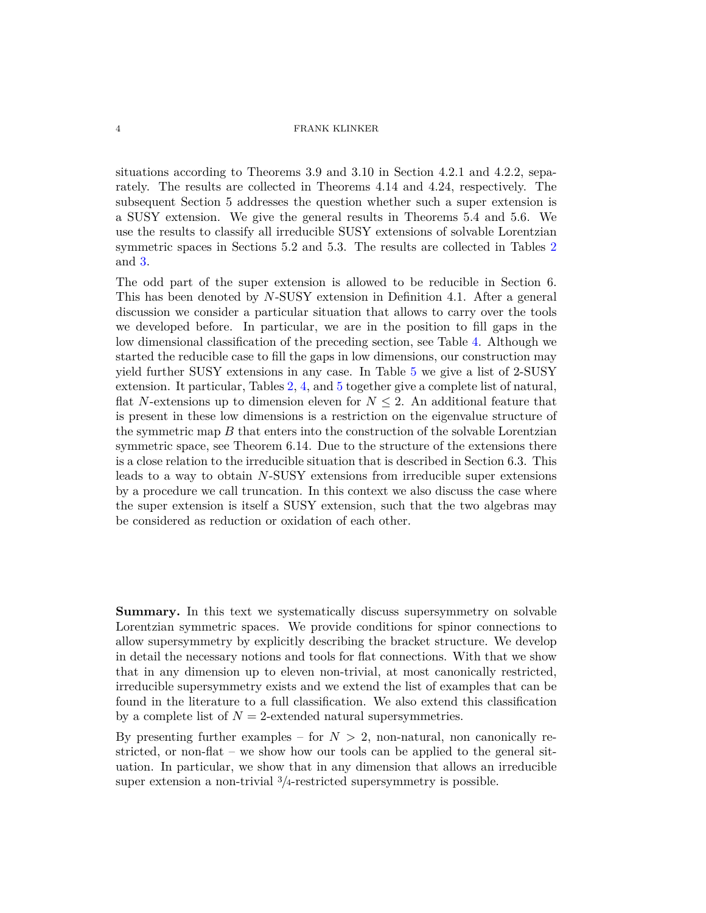situations according to Theorems 3.9 and 3.10 in Section 4.2.1 and 4.2.2, separately. The results are collected in Theorems 4.14 and 4.24, respectively. The subsequent Section 5 addresses the question whether such a super extension is a SUSY extension. We give the general results in Theorems 5.4 and 5.6. We use the results to classify all irreducible SUSY extensions of solvable Lorentzian symmetric spaces in Sections 5.2 and 5.3. The results are collected in Tables 2 and 3.

The odd part of the super extension is allowed to be reducible in Section 6. This has been denoted by $N$-SUSY extension in Definition 4.1. After a general discussion we consider a particular situation that allows to carry over the tools we developed before. In particular, we are in the position to fill gaps in the low dimensional classification of the preceding section, see Table 4. Although we started the reducible case to fill the gaps in low dimensions, our construction may yield further SUSY extensions in any case. In Table 5 we give a list of 2-SUSY extension. It particular, Tables 2, 4, and 5 together give a complete list of natural, flat $N$-extensions up to dimension eleven for $N \leq 2$. An additional feature that is present in these low dimensions is a restriction on the eigenvalue structure of the symmetric map $B$ that enters into the construction of the solvable Lorentzian symmetric space, see Theorem 6.14. Due to the structure of the extensions there is a close relation to the irreducible situation that is described in Section 6.3. This leads to a way to obtain $N$-SUSY extensions from irreducible super extensions by a procedure we call truncation. In this context we also discuss the case where the super extension is itself a SUSY extension, such that the two algebras may be considered as reduction or oxidation of each other.

**Summary.** In this text we systematically discuss supersymmetry on solvable Lorentzian symmetric spaces. We provide conditions for spinor connections to allow supersymmetry by explicitly describing the bracket structure. We develop in detail the necessary notions and tools for flat connections. With that we show that in any dimension up to eleven non-trivial, at most canonically restricted, irreducible supersymmetry exists and we extend the list of examples that can be found in the literature to a full classification. We also extend this classification by a complete list of $N = 2$-extended natural supersymmetries.

By presenting further examples – for $N > 2$, non-natural, non canonically restricted, or non-flat – we show how our tools can be applied to the general situation. In particular, we show that in any dimension that allows an irreducible super extension a non-trivial $3/4$-restricted supersymmetry is possible.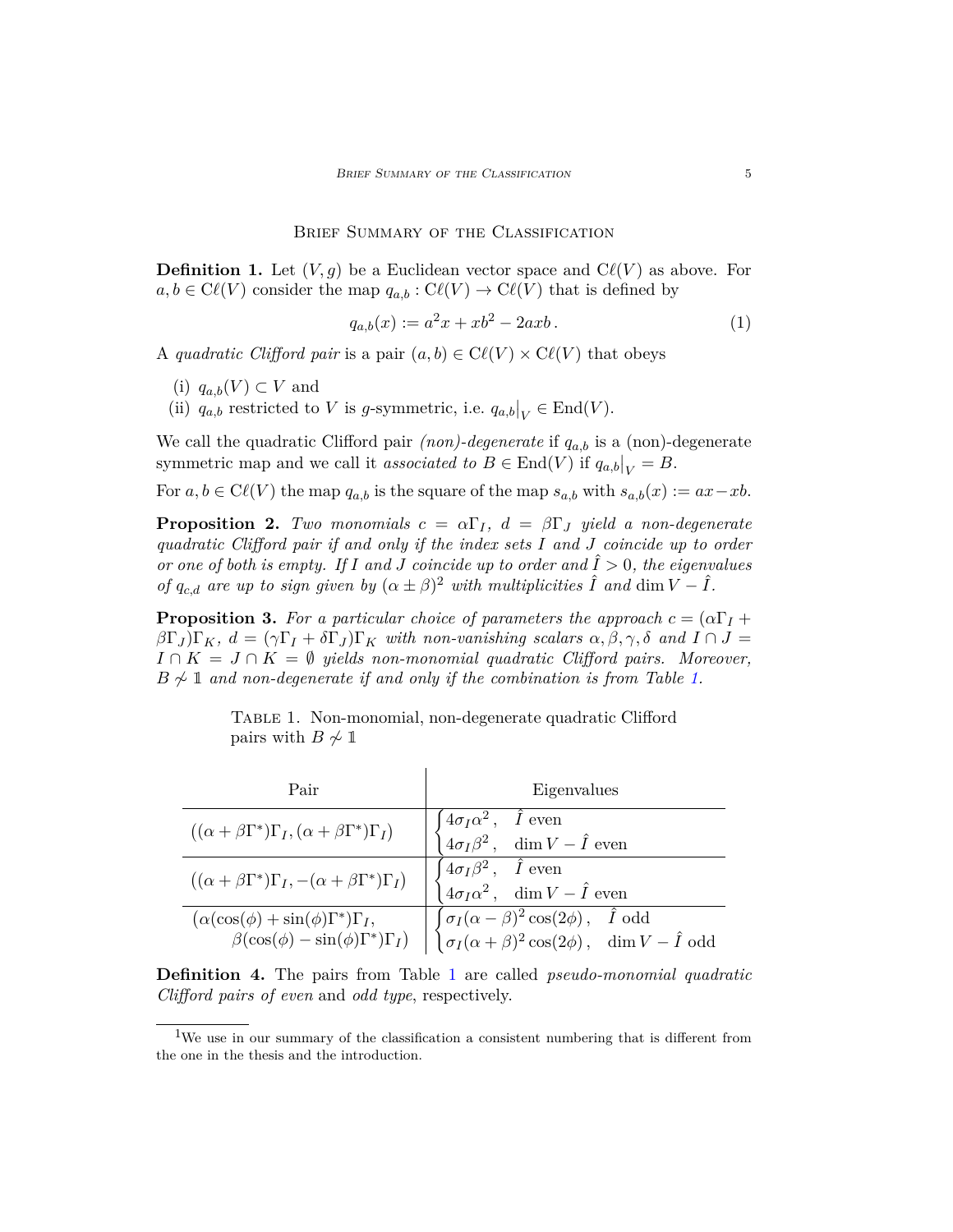# Brief Summary of the Classification

**Definition 1.** Let $(V, g)$ be a Euclidean vector space and $\mathrm{C}\ell(V)$ as above. For $a, b \in \mathrm{C}\ell(V)$ consider the map $q_{a,b} : \mathrm{C}\ell(V) \to \mathrm{C}\ell(V)$ that is defined by

$$q_{a,b}(x) := a^2 x + x b^2 - 2axb\,. \tag{1}$$

A *quadratic Clifford pair* is a pair $(a, b) \in \mathrm{C}\ell(V) \times \mathrm{C}\ell(V)$ that obeys

(i) $q_{a,b}(V) \subset V$ and

(ii) $q_{a,b}$ restricted to $V$ is $g$-symmetric, i.e. $q_{a,b}\big|_V \in \mathrm{End}(V)$.

We call the quadratic Clifford pair *(non)-degenerate* if $q_{a,b}$ is a (non)-degenerate symmetric map and we call it *associated to* $B \in \mathrm{End}(V)$ if $q_{a,b}\big|_V = B$.

For $a, b \in \mathrm{C}\ell(V)$ the map $q_{a,b}$ is the square of the map $s_{a,b}$ with $s_{a,b}(x) := ax - xb$.

**Proposition 2.** *Two monomials $c = \alpha\Gamma_I$, $d = \beta\Gamma_J$ yield a non-degenerate quadratic Clifford pair if and only if the index sets $I$ and $J$ coincide up to order or one of both is empty. If $I$ and $J$ coincide up to order and $\hat{I} > 0$, the eigenvalues of $q_{c,d}$ are up to sign given by $(\alpha \pm \beta)^2$ with multiplicities $\hat{I}$ and $\dim V - \hat{I}$.*

**Proposition 3.** *For a particular choice of parameters the approach $c = (\alpha\Gamma_I + \beta\Gamma_J)\Gamma_K$, $d = (\gamma\Gamma_I + \delta\Gamma_J)\Gamma_K$ with non-vanishing scalars $\alpha, \beta, \gamma, \delta$ and $I \cap J = I \cap K = J \cap K = \emptyset$ yields non-monomial quadratic Clifford pairs. Moreover, $B \not\sim \mathbb{1}$ and non-degenerate if and only if the combination is from Table 1.*

Table 1. Non-monomial, non-degenerate quadratic Clifford pairs with $B \not\sim \mathbb{1}$

| Pair | Eigenvalues |
|---|---|
| $((\alpha + \beta\Gamma^*)\Gamma_I, (\alpha + \beta\Gamma^*)\Gamma_I)$ | $\begin{cases} 4\sigma_I\alpha^2\,, & \hat{I} \text{ even} \\ 4\sigma_I\beta^2\,, & \dim V - \hat{I} \text{ even} \end{cases}$ |
| $((\alpha + \beta\Gamma^*)\Gamma_I, -(\alpha + \beta\Gamma^*)\Gamma_I)$ | $\begin{cases} 4\sigma_I\beta^2\,, & \hat{I} \text{ even} \\ 4\sigma_I\alpha^2\,, & \dim V - \hat{I} \text{ even} \end{cases}$ |
| $(\alpha(\cos(\phi) + \sin(\phi)\Gamma^*)\Gamma_I,$ $\beta(\cos(\phi) - \sin(\phi)\Gamma^*)\Gamma_I)$ | $\begin{cases} \sigma_I(\alpha - \beta)^2\cos(2\phi)\,, & \hat{I} \text{ odd} \\ \sigma_I(\alpha + \beta)^2\cos(2\phi)\,, & \dim V - \hat{I} \text{ odd} \end{cases}$ |

**Definition 4.** The pairs from Table 1 are called *pseudo-monomial quadratic Clifford pairs of even* and *odd type*, respectively.

[1]We use in our summary of the classification a consistent numbering that is different from the one in the thesis and the introduction.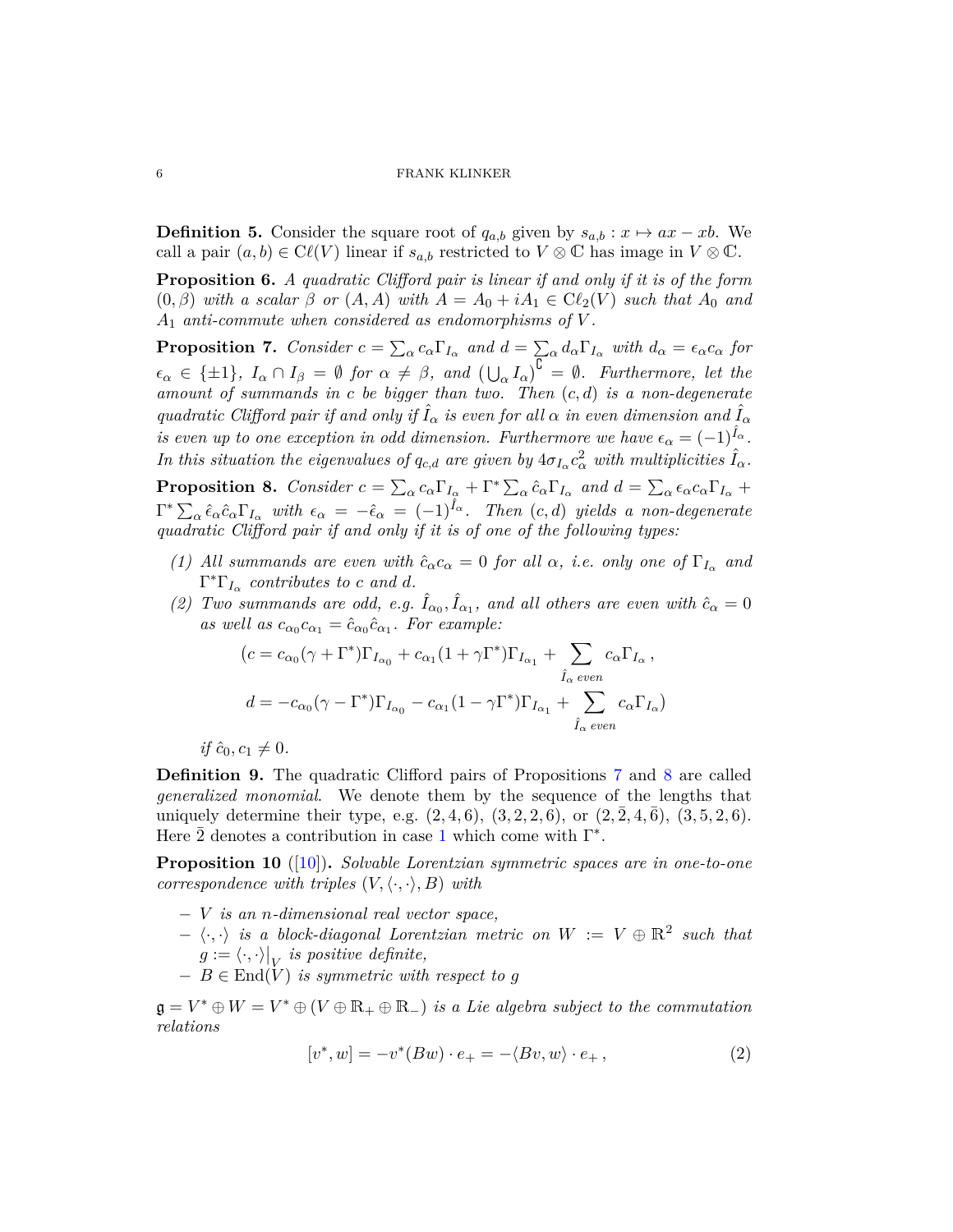**Definition 5.** Consider the square root of $q_{a,b}$ given by $s_{a,b} : x \mapsto ax - xb$. We call a pair $(a, b) \in \mathrm{C}\ell(V)$ linear if $s_{a,b}$ restricted to $V \otimes \mathbb{C}$ has image in $V \otimes \mathbb{C}$.

**Proposition 6.** *A quadratic Clifford pair is linear if and only if it is of the form $(0, \beta)$ with a scalar $\beta$ or $(A, A)$ with $A = A_0 + iA_1 \in \mathrm{C}\ell_2(V)$ such that $A_0$ and $A_1$ anti-commute when considered as endomorphisms of $V$.*

**Proposition 7.** *Consider $c = \sum_\alpha c_\alpha \Gamma_{I_\alpha}$ and $d = \sum_\alpha d_\alpha \Gamma_{I_\alpha}$ with $d_\alpha = \epsilon_\alpha c_\alpha$ for $\epsilon_\alpha \in \{\pm 1\}$, $I_\alpha \cap I_\beta = \emptyset$ for $\alpha \neq \beta$, and $\left(\bigcup_\alpha I_\alpha\right)^{\complement} = \emptyset$. Furthermore, let the amount of summands in $c$ be bigger than two. Then $(c, d)$ is a non-degenerate quadratic Clifford pair if and only if $\hat{I}_\alpha$ is even for all $\alpha$ in even dimension and $\hat{I}_\alpha$ is even up to one exception in odd dimension. Furthermore we have $\epsilon_\alpha = (-1)^{\hat{I}_\alpha}$. In this situation the eigenvalues of $q_{c,d}$ are given by $4\sigma_{I_\alpha} c_\alpha^2$ with multiplicities $\hat{I}_\alpha$.*

**Proposition 8.** *Consider $c = \sum_\alpha c_\alpha \Gamma_{I_\alpha} + \Gamma^* \sum_\alpha \hat{c}_\alpha \Gamma_{I_\alpha}$ and $d = \sum_\alpha \epsilon_\alpha c_\alpha \Gamma_{I_\alpha} + \Gamma^* \sum_\alpha \hat{\epsilon}_\alpha \hat{c}_\alpha \Gamma_{I_\alpha}$ with $\epsilon_\alpha = -\hat{\epsilon}_\alpha = (-1)^{\hat{I}_\alpha}$. Then $(c, d)$ yields a non-degenerate quadratic Clifford pair if and only if it is of one of the following types:*

1. *All summands are even with $\hat{c}_\alpha c_\alpha = 0$ for all $\alpha$, i.e. only one of $\Gamma_{I_\alpha}$ and $\Gamma^* \Gamma_{I_\alpha}$ contributes to $c$ and $d$.*
2. *Two summands are odd, e.g. $\hat{I}_{\alpha_0}, \hat{I}_{\alpha_1}$, and all others are even with $\hat{c}_\alpha = 0$ as well as $c_{\alpha_0} c_{\alpha_1} = \hat{c}_{\alpha_0} \hat{c}_{\alpha_1}$. For example:*

$$
\begin{aligned}
(c &= c_{\alpha_0}(\gamma + \Gamma^*)\Gamma_{I_{\alpha_0}} + c_{\alpha_1}(1 + \gamma\Gamma^*)\Gamma_{I_{\alpha_1}} + \sum_{\hat{I}_\alpha \text{ even}} c_\alpha \Gamma_{I_\alpha}\,, \\
d &= -c_{\alpha_0}(\gamma - \Gamma^*)\Gamma_{I_{\alpha_0}} - c_{\alpha_1}(1 - \gamma\Gamma^*)\Gamma_{I_{\alpha_1}} + \sum_{\hat{I}_\alpha \text{ even}} c_\alpha \Gamma_{I_\alpha})
\end{aligned}
$$

   *if $\hat{c}_0, c_1 \neq 0$.*

**Definition 9.** The quadratic Clifford pairs of Propositions 7 and 8 are called *generalized monomial*. We denote them by the sequence of the lengths that uniquely determine their type, e.g. $(2, 4, 6)$, $(3, 2, 2, 6)$, or $(2, \bar{2}, 4, \bar{6})$, $(3, 5, 2, 6)$. Here $\bar{2}$ denotes a contribution in case 1 which come with $\Gamma^*$.

**Proposition 10** ([10]). *Solvable Lorentzian symmetric spaces are in one-to-one correspondence with triples $(V, \langle\cdot,\cdot\rangle, B)$ with*

- *$V$ is an $n$-dimensional real vector space,*
- *$\langle\cdot,\cdot\rangle$ is a block-diagonal Lorentzian metric on $W := V \oplus \mathbb{R}^2$ such that $g := \langle\cdot,\cdot\rangle\big|_V$ is positive definite,*
- *$B \in \mathrm{End}(V)$ is symmetric with respect to $g$*

*$\mathfrak{g} = V^* \oplus W = V^* \oplus (V \oplus \mathbb{R}_+ \oplus \mathbb{R}_-)$ is a Lie algebra subject to the commutation relations*

$$
[v^*, w] = -v^*(Bw) \cdot e_+ = -\langle Bv, w\rangle \cdot e_+\,, \tag{2}
$$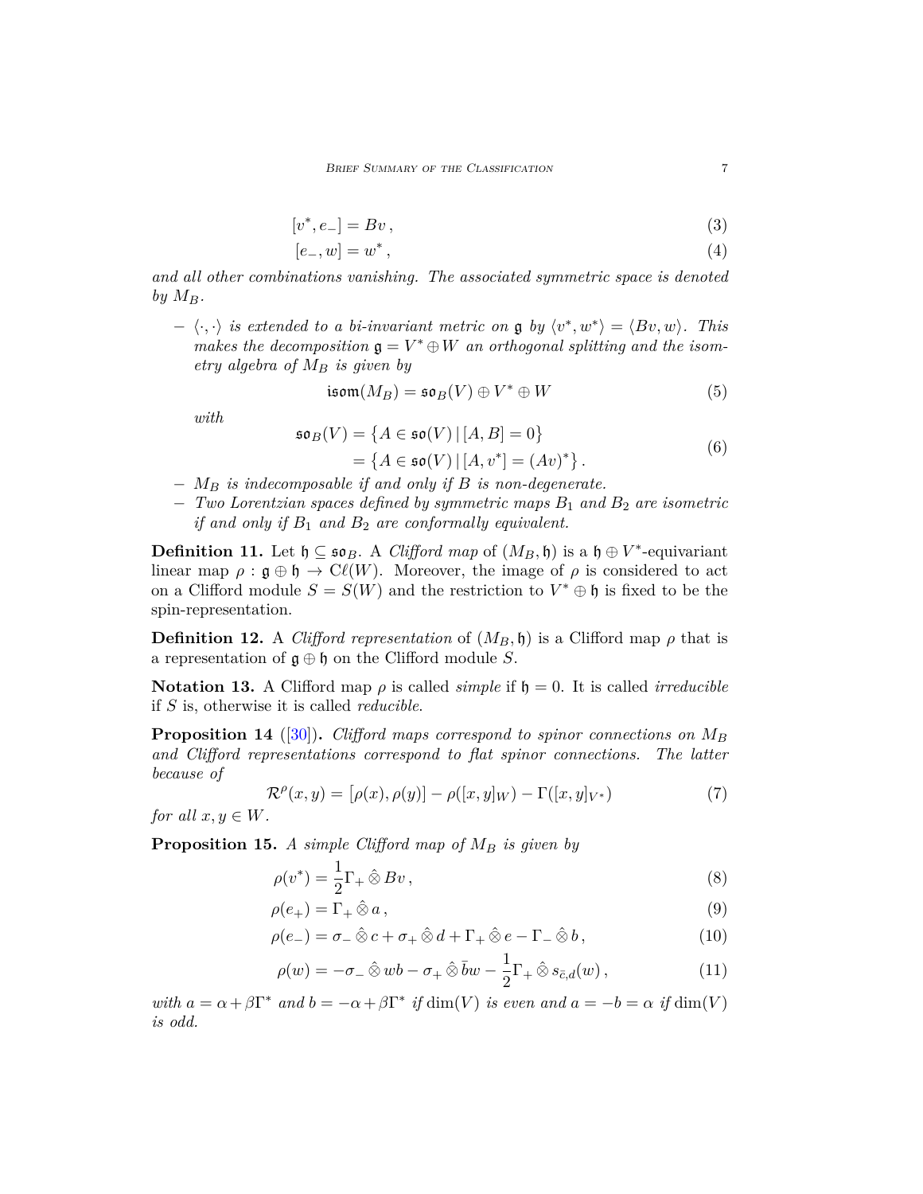$$[v^*, e_-] = Bv\,, \tag{3}$$

$$[e_-, w] = w^*\,, \tag{4}$$

*and all other combinations vanishing. The associated symmetric space is denoted by $M_B$.*

- *$\langle \cdot, \cdot \rangle$ is extended to a bi-invariant metric on $\mathfrak{g}$ by $\langle v^*, w^* \rangle = \langle Bv, w \rangle$. This makes the decomposition $\mathfrak{g} = V^* \oplus W$ an orthogonal splitting and the isometry algebra of $M_B$ is given by*

$$\mathfrak{isom}(M_B) = \mathfrak{so}_B(V) \oplus V^* \oplus W \tag{5}$$

*with*

$$\begin{aligned} \mathfrak{so}_B(V) &= \{A \in \mathfrak{so}(V) \,|\, [A, B] = 0\} \\ &= \{A \in \mathfrak{so}(V) \,|\, [A, v^*] = (Av)^*\}\,. \end{aligned} \tag{6}$$

- *$M_B$ is indecomposable if and only if $B$ is non-degenerate.*
- *Two Lorentzian spaces defined by symmetric maps $B_1$ and $B_2$ are isometric if and only if $B_1$ and $B_2$ are conformally equivalent.*

**Definition 11.** Let $\mathfrak{h} \subseteq \mathfrak{so}_B$. A *Clifford map* of $(M_B, \mathfrak{h})$ is a $\mathfrak{h} \oplus V^*$-equivariant linear map $\rho : \mathfrak{g} \oplus \mathfrak{h} \to \mathrm{C}\ell(W)$. Moreover, the image of $\rho$ is considered to act on a Clifford module $S = S(W)$ and the restriction to $V^* \oplus \mathfrak{h}$ is fixed to be the spin-representation.

**Definition 12.** A *Clifford representation* of $(M_B, \mathfrak{h})$ is a Clifford map $\rho$ that is a representation of $\mathfrak{g} \oplus \mathfrak{h}$ on the Clifford module $S$.

**Notation 13.** A Clifford map $\rho$ is called *simple* if $\mathfrak{h} = 0$. It is called *irreducible* if $S$ is, otherwise it is called *reducible*.

**Proposition 14** ([30])**.** *Clifford maps correspond to spinor connections on $M_B$ and Clifford representations correspond to flat spinor connections. The latter because of*

$$\mathcal{R}^\rho(x, y) = [\rho(x), \rho(y)] - \rho([x, y]_W) - \Gamma([x, y]_{V^*}) \tag{7}$$

*for all $x, y \in W$.*

**Proposition 15.** *A simple Clifford map of $M_B$ is given by*

$$\rho(v^*) = \frac{1}{2}\Gamma_+ \hat{\otimes} Bv\,, \tag{8}$$

$$\rho(e_+) = \Gamma_+ \hat{\otimes} a\,, \tag{9}$$

$$\rho(e_-) = \sigma_- \hat{\otimes} c + \sigma_+ \hat{\otimes} d + \Gamma_+ \hat{\otimes} e - \Gamma_- \hat{\otimes} b\,, \tag{10}$$

$$\rho(w) = -\sigma_- \hat{\otimes} wb - \sigma_+ \hat{\otimes} \bar{b}w - \frac{1}{2}\Gamma_+ \hat{\otimes} s_{\bar{c},d}(w)\,, \tag{11}$$

*with $a = \alpha + \beta\Gamma^*$ and $b = -\alpha + \beta\Gamma^*$ if $\dim(V)$ is even and $a = -b = \alpha$ if $\dim(V)$ is odd.*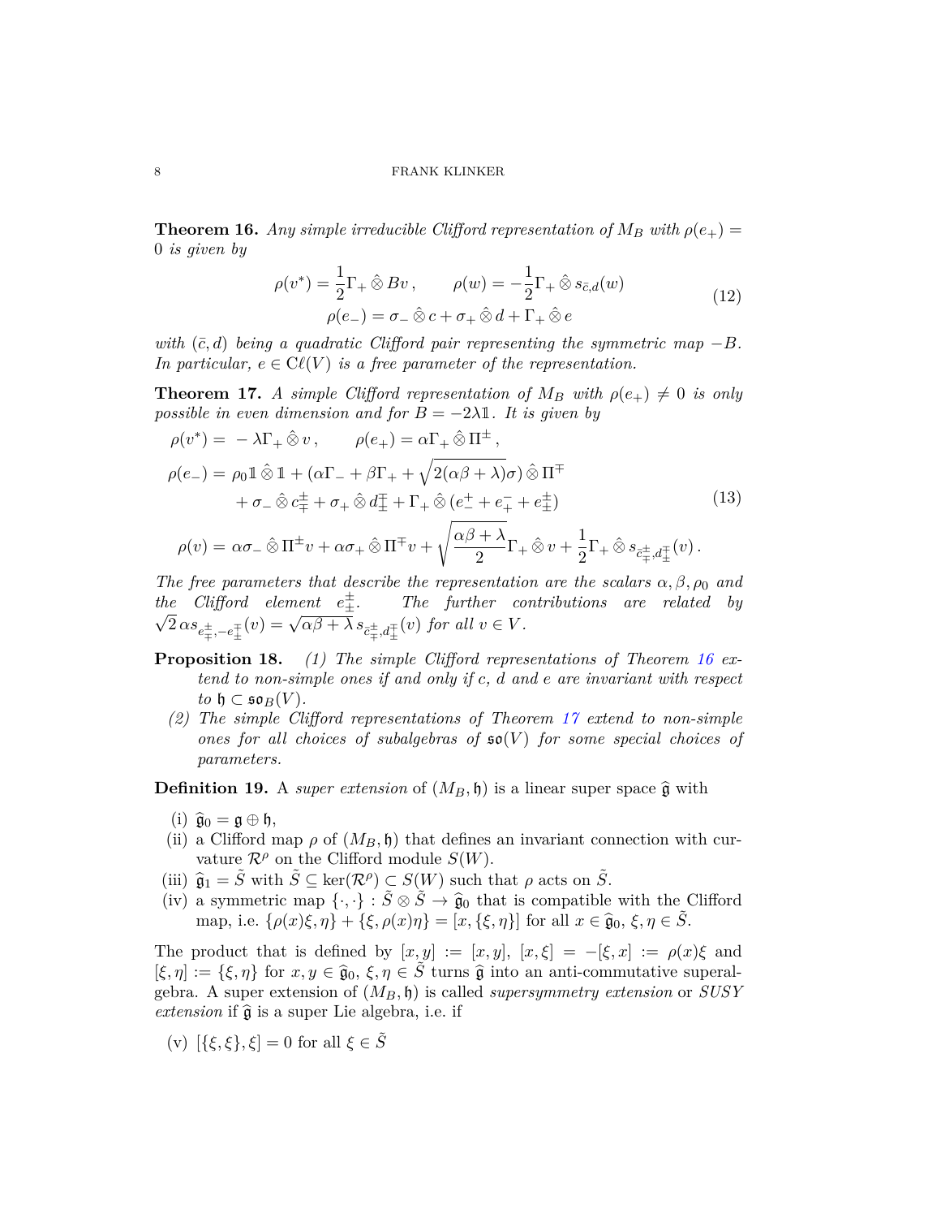**Theorem 16.** *Any simple irreducible Clifford representation of $M_B$ with $\rho(e_+) = 0$ is given by*

$$
\begin{gathered}
\rho(v^*) = \frac{1}{2}\Gamma_+ \mathbin{\hat\otimes} Bv\,, \qquad \rho(w) = -\frac{1}{2}\Gamma_+ \mathbin{\hat\otimes} s_{\bar c,d}(w) \\
\rho(e_-) = \sigma_- \mathbin{\hat\otimes} c + \sigma_+ \mathbin{\hat\otimes} d + \Gamma_+ \mathbin{\hat\otimes} e
\end{gathered}
\tag{12}
$$

*with $(\bar c, d)$ being a quadratic Clifford pair representing the symmetric map $-B$. In particular, $e \in \mathrm{C}\ell(V)$ is a free parameter of the representation.*

**Theorem 17.** *A simple Clifford representation of $M_B$ with $\rho(e_+) \neq 0$ is only possible in even dimension and for $B = -2\lambda \mathbb{1}$. It is given by*

$$
\begin{aligned}
\rho(v^*) =&\; -\lambda \Gamma_+ \mathbin{\hat\otimes} v\,, \qquad \rho(e_+) = \alpha \Gamma_+ \mathbin{\hat\otimes} \Pi^{\pm}\,, \\
\rho(e_-) =&\; \rho_0 \mathbb{1} \mathbin{\hat\otimes} \mathbb{1} + (\alpha\Gamma_- + \beta\Gamma_+ + \sqrt{2(\alpha\beta+\lambda)}\sigma) \mathbin{\hat\otimes} \Pi^{\mp} \\
&+ \sigma_- \mathbin{\hat\otimes} c^{\pm}_{\mp} + \sigma_+ \mathbin{\hat\otimes} d^{\mp}_{\pm} + \Gamma_+ \mathbin{\hat\otimes} (e^+_- + e^-_+ + e^{\pm}_{\pm}) \\
\rho(v) =&\; \alpha\sigma_- \mathbin{\hat\otimes} \Pi^{\pm} v + \alpha\sigma_+ \mathbin{\hat\otimes} \Pi^{\mp} v + \sqrt{\frac{\alpha\beta+\lambda}{2}}\Gamma_+ \mathbin{\hat\otimes} v + \frac{1}{2}\Gamma_+ \mathbin{\hat\otimes} s_{\bar c^{\pm}_{\mp}, d^{\mp}_{\pm}}(v)\,.
\end{aligned}
\tag{13}
$$

*The free parameters that describe the representation are the scalars $\alpha, \beta, \rho_0$ and the Clifford element $e^{\pm}_{\pm}$. The further contributions are related by $\sqrt{2}\,\alpha s_{e^{\pm}_{\mp}, -e^{\mp}_{\pm}}(v) = \sqrt{\alpha\beta+\lambda}\, s_{\bar c^{\pm}_{\mp}, d^{\mp}_{\pm}}(v)$ for all $v \in V$.*

**Proposition 18.** *(1) The simple Clifford representations of Theorem 16 extend to non-simple ones if and only if $c$, $d$ and $e$ are invariant with respect to $\mathfrak{h} \subset \mathfrak{so}_B(V)$.*

*(2) The simple Clifford representations of Theorem 17 extend to non-simple ones for all choices of subalgebras of $\mathfrak{so}(V)$ for some special choices of parameters.*

**Definition 19.** A *super extension* of $(M_B, \mathfrak{h})$ is a linear super space $\widehat{\mathfrak{g}}$ with

- (i) $\widehat{\mathfrak{g}}_0 = \mathfrak{g} \oplus \mathfrak{h}$,
- (ii) a Clifford map $\rho$ of $(M_B, \mathfrak{h})$ that defines an invariant connection with curvature $\mathcal{R}^\rho$ on the Clifford module $S(W)$.
- (iii) $\widehat{\mathfrak{g}}_1 = \tilde S$ with $\tilde S \subseteq \ker(\mathcal{R}^\rho) \subset S(W)$ such that $\rho$ acts on $\tilde S$.
- (iv) a symmetric map $\{\cdot,\cdot\} : \tilde S \otimes \tilde S \to \widehat{\mathfrak{g}}_0$ that is compatible with the Clifford map, i.e. $\{\rho(x)\xi, \eta\} + \{\xi, \rho(x)\eta\} = [x, \{\xi, \eta\}]$ for all $x \in \widehat{\mathfrak{g}}_0$, $\xi, \eta \in \tilde S$.

The product that is defined by $[x, y] := [x, y]$, $[x, \xi] = -[\xi, x] := \rho(x)\xi$ and $[\xi, \eta] := \{\xi, \eta\}$ for $x, y \in \widehat{\mathfrak{g}}_0$, $\xi, \eta \in \tilde S$ turns $\widehat{\mathfrak{g}}$ into an anti-commutative superalgebra. A super extension of $(M_B, \mathfrak{h})$ is called *supersymmetry extension* or *SUSY extension* if $\widehat{\mathfrak{g}}$ is a super Lie algebra, i.e. if

- (v) $[\{\xi, \xi\}, \xi] = 0$ for all $\xi \in \tilde S$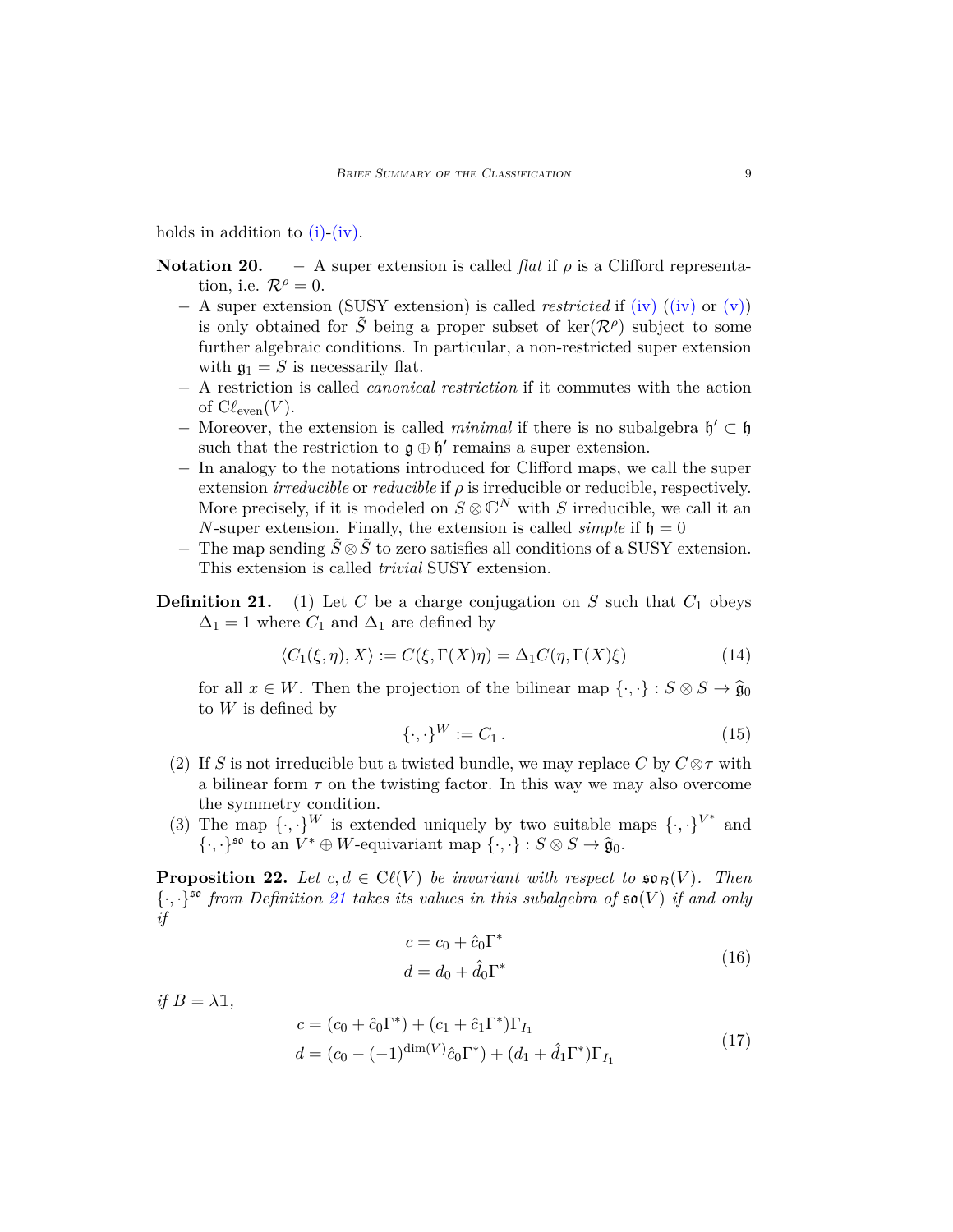holds in addition to (i)-(iv).

**Notation 20.**

- A super extension is called *flat* if $\rho$ is a Clifford representation, i.e. $\mathcal{R}^\rho = 0$.
- A super extension (SUSY extension) is called *restricted* if (iv) ((iv) or (v)) is only obtained for $\tilde{S}$ being a proper subset of $\ker(\mathcal{R}^\rho)$ subject to some further algebraic conditions. In particular, a non-restricted super extension with $\mathfrak{g}_1 = S$ is necessarily flat.
- A restriction is called *canonical restriction* if it commutes with the action of $\mathrm{C}\ell_{\mathrm{even}}(V)$.
- Moreover, the extension is called *minimal* if there is no subalgebra $\mathfrak{h}' \subset \mathfrak{h}$ such that the restriction to $\mathfrak{g} \oplus \mathfrak{h}'$ remains a super extension.
- In analogy to the notations introduced for Clifford maps, we call the super extension *irreducible* or *reducible* if $\rho$ is irreducible or reducible, respectively. More precisely, if it is modeled on $S \otimes \mathbb{C}^N$ with $S$ irreducible, we call it an $N$-super extension. Finally, the extension is called *simple* if $\mathfrak{h} = 0$
- The map sending $\tilde{S} \otimes \tilde{S}$ to zero satisfies all conditions of a SUSY extension. This extension is called *trivial* SUSY extension.

**Definition 21.** (1) Let $C$ be a charge conjugation on $S$ such that $C_1$ obeys $\Delta_1 = 1$ where $C_1$ and $\Delta_1$ are defined by

$$\langle C_1(\xi, \eta), X \rangle := C(\xi, \Gamma(X)\eta) = \Delta_1 C(\eta, \Gamma(X)\xi) \tag{14}$$

for all $x \in W$. Then the projection of the bilinear map $\{\cdot, \cdot\} : S \otimes S \to \widehat{\mathfrak{g}}_0$ to $W$ is defined by

$$\{\cdot, \cdot\}^W := C_1 \, . \tag{15}$$

(2) If $S$ is not irreducible but a twisted bundle, we may replace $C$ by $C \otimes \tau$ with a bilinear form $\tau$ on the twisting factor. In this way we may also overcome the symmetry condition.

(3) The map $\{\cdot, \cdot\}^W$ is extended uniquely by two suitable maps $\{\cdot, \cdot\}^{V^*}$ and $\{\cdot, \cdot\}^{\mathfrak{so}}$ to an $V^* \oplus W$-equivariant map $\{\cdot, \cdot\} : S \otimes S \to \widehat{\mathfrak{g}}_0$.

**Proposition 22.** *Let $c, d \in \mathrm{C}\ell(V)$ be invariant with respect to $\mathfrak{so}_B(V)$. Then $\{\cdot, \cdot\}^{\mathfrak{so}}$ from Definition 21 takes its values in this subalgebra of $\mathfrak{so}(V)$ if and only if*

$$\begin{aligned} c &= c_0 + \hat{c}_0 \Gamma^* \\ d &= d_0 + \hat{d}_0 \Gamma^* \end{aligned} \tag{16}$$

*if $B = \lambda \mathbb{1}$,*

$$\begin{aligned} c &= (c_0 + \hat{c}_0 \Gamma^*) + (c_1 + \hat{c}_1 \Gamma^*) \Gamma_{I_1} \\ d &= (c_0 - (-1)^{\dim(V)} \hat{c}_0 \Gamma^*) + (d_1 + \hat{d}_1 \Gamma^*) \Gamma_{I_1} \end{aligned} \tag{17}$$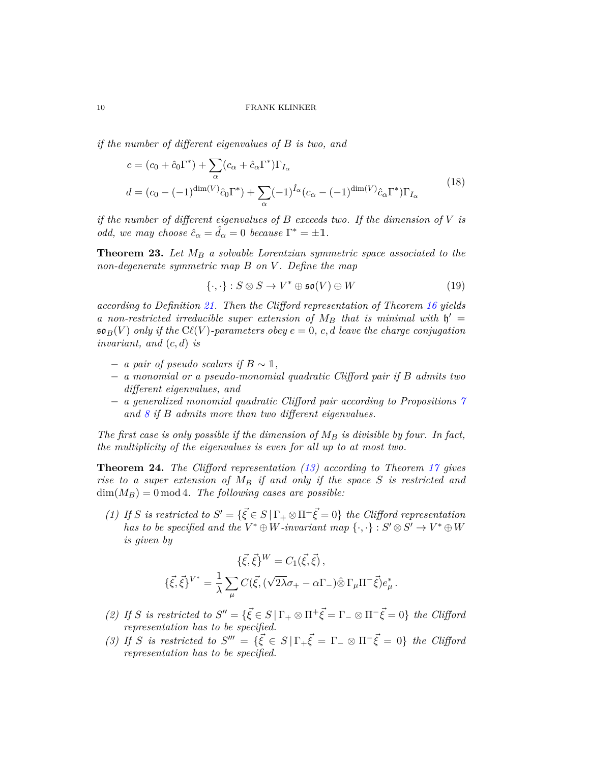*if the number of different eigenvalues of $B$ is two, and*

$$
\begin{aligned}
c &= (c_0 + \hat{c}_0\Gamma^*) + \sum_\alpha (c_\alpha + \hat{c}_\alpha\Gamma^*)\Gamma_{I_\alpha} \\
d &= (c_0 - (-1)^{\dim(V)}\hat{c}_0\Gamma^*) + \sum_\alpha (-1)^{\hat{I}_\alpha}(c_\alpha - (-1)^{\dim(V)}\hat{c}_\alpha\Gamma^*)\Gamma_{I_\alpha}
\end{aligned}
\tag{18}
$$

*if the number of different eigenvalues of $B$ exceeds two. If the dimension of $V$ is odd, we may choose $\hat{c}_\alpha = \hat{d}_\alpha = 0$ because $\Gamma^* = \pm\mathbb{1}$.*

**Theorem 23.** *Let $M_B$ a solvable Lorentzian symmetric space associated to the non-degenerate symmetric map $B$ on $V$. Define the map*

$$
\{\cdot,\cdot\} : S \otimes S \to V^* \oplus \mathfrak{so}(V) \oplus W \tag{19}
$$

*according to Definition 21. Then the Clifford representation of Theorem 16 yields a non-restricted irreducible super extension of $M_B$ that is minimal with $\mathfrak{h}' = \mathfrak{so}_B(V)$ only if the $\mathrm{C}\ell(V)$-parameters obey $e = 0$, $c, d$ leave the charge conjugation invariant, and $(c, d)$ is*

- *a pair of pseudo scalars if $B \sim \mathbb{1}$,*
- *a monomial or a pseudo-monomial quadratic Clifford pair if $B$ admits two different eigenvalues, and*
- *a generalized monomial quadratic Clifford pair according to Propositions 7 and 8 if $B$ admits more than two different eigenvalues.*

*The first case is only possible if the dimension of $M_B$ is divisible by four. In fact, the multiplicity of the eigenvalues is even for all up to at most two.*

**Theorem 24.** *The Clifford representation (13) according to Theorem 17 gives rise to a super extension of $M_B$ if and only if the space $S$ is restricted and $\dim(M_B) = 0 \bmod 4$. The following cases are possible:*

*(1) If $S$ is restricted to $S' = \{\vec{\xi} \in S \,|\, \Gamma_+ \otimes \Pi^+ \vec{\xi} = 0\}$ the Clifford representation has to be specified and the $V^* \oplus W$-invariant map $\{\cdot,\cdot\} : S' \otimes S' \to V^* \oplus W$ is given by*

$$
\{\vec{\xi}, \vec{\xi}\}^W = C_1(\vec{\xi}, \vec{\xi}) \,,
$$

$$
\{\vec{\xi}, \vec{\xi}\}^{V^*} = \frac{1}{\lambda} \sum_\mu C(\vec{\xi}, (\sqrt{2\lambda}\sigma_+ - \alpha\Gamma_-) \hat{\otimes}\, \Gamma_\mu \Pi^- \vec{\xi}) e^*_\mu \,.
$$

*(2) If $S$ is restricted to $S'' = \{\vec{\xi} \in S \,|\, \Gamma_+ \otimes \Pi^+ \vec{\xi} = \Gamma_- \otimes \Pi^- \vec{\xi} = 0\}$ the Clifford representation has to be specified.*

*(3) If $S$ is restricted to $S''' = \{\vec{\xi} \in S \,|\, \Gamma_+ \vec{\xi} = \Gamma_- \otimes \Pi^- \vec{\xi} = 0\}$ the Clifford representation has to be specified.*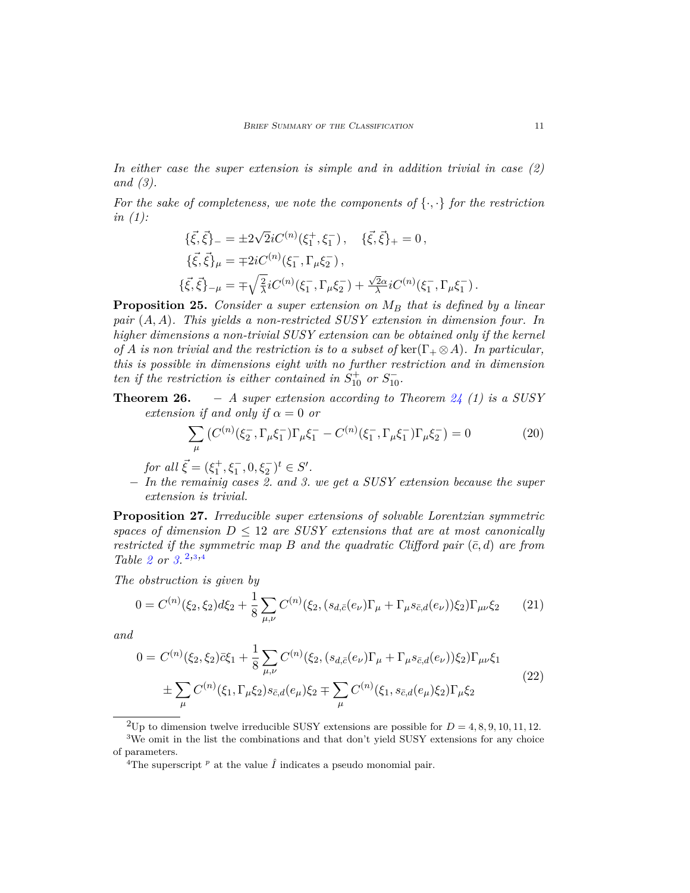*In either case the super extension is simple and in addition trivial in case (2) and (3).*

*For the sake of completeness, we note the components of $\{\cdot,\cdot\}$ for the restriction in (1):*

$$
\begin{aligned}
\{\vec{\xi},\vec{\xi}\}_- &= \pm 2\sqrt{2} i C^{(n)}(\xi_1^+,\xi_1^-)\,, \quad \{\vec{\xi},\vec{\xi}\}_+ = 0\,,\\
\{\vec{\xi},\vec{\xi}\}_\mu &= \mp 2 i C^{(n)}(\xi_1^-,\Gamma_\mu \xi_2^-)\,,\\
\{\vec{\xi},\vec{\xi}\}_{-\mu} &= \mp\sqrt{\tfrac{2}{\lambda}} i C^{(n)}(\xi_1^-,\Gamma_\mu\xi_2^-) + \tfrac{\sqrt{2}\alpha}{\lambda} i C^{(n)}(\xi_1^-,\Gamma_\mu\xi_1^-)\,.
\end{aligned}
$$

**Proposition 25.** *Consider a super extension on $M_B$ that is defined by a linear pair $(A,A)$. This yields a non-restricted SUSY extension in dimension four. In higher dimensions a non-trivial SUSY extension can be obtained only if the kernel of $A$ is non trivial and the restriction is to a subset of $\ker(\Gamma_+\otimes A)$. In particular, this is possible in dimensions eight with no further restriction and in dimension ten if the restriction is either contained in $S_{10}^+$ or $S_{10}^-$.*

**Theorem 26.**

- *A super extension according to Theorem 24 (1) is a SUSY extension if and only if $\alpha = 0$ or*

$$
\sum_\mu \left(C^{(n)}(\xi_2^-,\Gamma_\mu\xi_1^-)\Gamma_\mu\xi_1^- - C^{(n)}(\xi_1^-,\Gamma_\mu\xi_1^-)\Gamma_\mu\xi_2^-\right) = 0 \tag{20}
$$

  *for all $\vec{\xi} = (\xi_1^+,\xi_1^-,0,\xi_2^-)^t \in S'$.*
- *In the remainig cases 2. and 3. we get a SUSY extension because the super extension is trivial.*

**Proposition 27.** *Irreducible super extensions of solvable Lorentzian symmetric spaces of dimension $D \leq 12$ are SUSY extensions that are at most canonically restricted if the symmetric map $B$ and the quadratic Clifford pair $(\bar{c},d)$ are from Table 2 or 3.* [2,3,4]

*The obstruction is given by*

$$
0 = C^{(n)}(\xi_2,\xi_2) d\xi_2 + \frac{1}{8}\sum_{\mu,\nu} C^{(n)}(\xi_2,(s_{d,\bar{c}}(e_\nu)\Gamma_\mu + \Gamma_\mu s_{\bar{c},d}(e_\nu))\xi_2)\Gamma_{\mu\nu}\xi_2 \tag{21}
$$

*and*

$$
\begin{aligned}
0 = {} & C^{(n)}(\xi_2,\xi_2)\bar{c}\xi_1 + \frac{1}{8}\sum_{\mu,\nu} C^{(n)}(\xi_2,(s_{d,\bar{c}}(e_\nu)\Gamma_\mu + \Gamma_\mu s_{\bar{c},d}(e_\nu))\xi_2)\Gamma_{\mu\nu}\xi_1\\
& \pm \sum_\mu C^{(n)}(\xi_1,\Gamma_\mu\xi_2) s_{\bar{c},d}(e_\mu)\xi_2 \mp \sum_\mu C^{(n)}(\xi_1, s_{\bar{c},d}(e_\mu)\xi_2)\Gamma_\mu\xi_2
\end{aligned} \tag{22}
$$

---

[2] Up to dimension twelve irreducible SUSY extensions are possible for $D = 4, 8, 9, 10, 11, 12$.

[3] We omit in the list the combinations and that don't yield SUSY extensions for any choice of parameters.

[4] The superscript $^p$ at the value $\hat{I}$ indicates a pseudo monomial pair.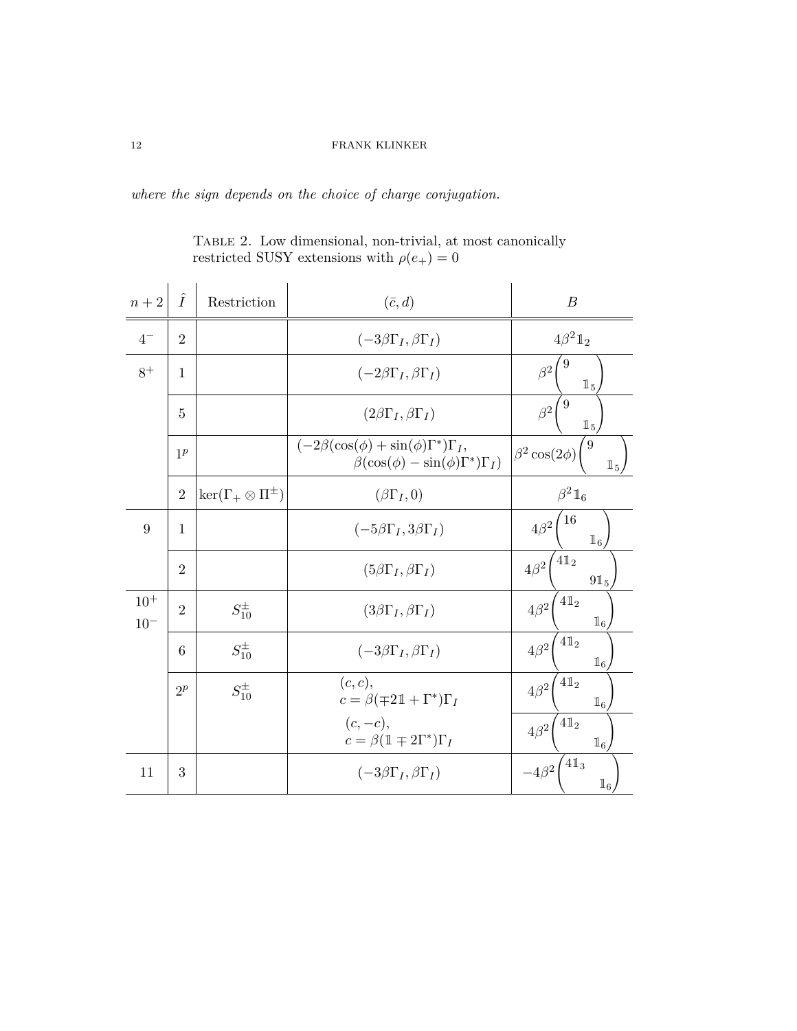*where the sign depends on the choice of charge conjugation.*

Table 2. Low dimensional, non-trivial, at most canonically restricted SUSY extensions with $\rho(e_+) = 0$

| $n+2$ | $\hat{I}$ | Restriction | $(\bar{c}, d)$ | $B$ |
|---|---|---|---|---|
| $4^-$ | $2$ | | $(-3\beta\Gamma_I, \beta\Gamma_I)$ | $4\beta^2 \mathbb{1}_2$ |
| $8^+$ | $1$ | | $(-2\beta\Gamma_I, \beta\Gamma_I)$ | $\beta^2 \begin{pmatrix} 9 & \\ & \mathbb{1}_5 \end{pmatrix}$ |
| | $5$ | | $(2\beta\Gamma_I, \beta\Gamma_I)$ | $\beta^2 \begin{pmatrix} 9 & \\ & \mathbb{1}_5 \end{pmatrix}$ |
| | $1^p$ | | $(-2\beta(\cos(\phi) + \sin(\phi)\Gamma^*)\Gamma_I,$ $\beta(\cos(\phi) - \sin(\phi)\Gamma^*)\Gamma_I)$ | $\beta^2 \cos(2\phi) \begin{pmatrix} 9 & \\ & \mathbb{1}_5 \end{pmatrix}$ |
| | $2$ | $\ker(\Gamma_+ \otimes \Pi^\pm)$ | $(\beta\Gamma_I, 0)$ | $\beta^2 \mathbb{1}_6$ |
| $9$ | $1$ | | $(-5\beta\Gamma_I, 3\beta\Gamma_I)$ | $4\beta^2 \begin{pmatrix} 16 & \\ & \mathbb{1}_6 \end{pmatrix}$ |
| | $2$ | | $(5\beta\Gamma_I, \beta\Gamma_I)$ | $4\beta^2 \begin{pmatrix} 4\mathbb{1}_2 & \\ & 9\mathbb{1}_5 \end{pmatrix}$ |
| $10^+$ $10^-$ | $2$ | $S_{10}^\pm$ | $(3\beta\Gamma_I, \beta\Gamma_I)$ | $4\beta^2 \begin{pmatrix} 4\mathbb{1}_2 & \\ & \mathbb{1}_6 \end{pmatrix}$ |
| | $6$ | $S_{10}^\pm$ | $(-3\beta\Gamma_I, \beta\Gamma_I)$ | $4\beta^2 \begin{pmatrix} 4\mathbb{1}_2 & \\ & \mathbb{1}_6 \end{pmatrix}$ |
| | $2^p$ | $S_{10}^\pm$ | $(c, c)$, $c = \beta(\mp 2\mathbb{1} + \Gamma^*)\Gamma_I$ | $4\beta^2 \begin{pmatrix} 4\mathbb{1}_2 & \\ & \mathbb{1}_6 \end{pmatrix}$ |
| | | | $(c, -c)$, $c = \beta(\mathbb{1} \mp 2\Gamma^*)\Gamma_I$ | $4\beta^2 \begin{pmatrix} 4\mathbb{1}_2 & \\ & \mathbb{1}_6 \end{pmatrix}$ |
| $11$ | $3$ | | $(-3\beta\Gamma_I, \beta\Gamma_I)$ | $-4\beta^2 \begin{pmatrix} 4\mathbb{1}_3 & \\ & \mathbb{1}_6 \end{pmatrix}$ |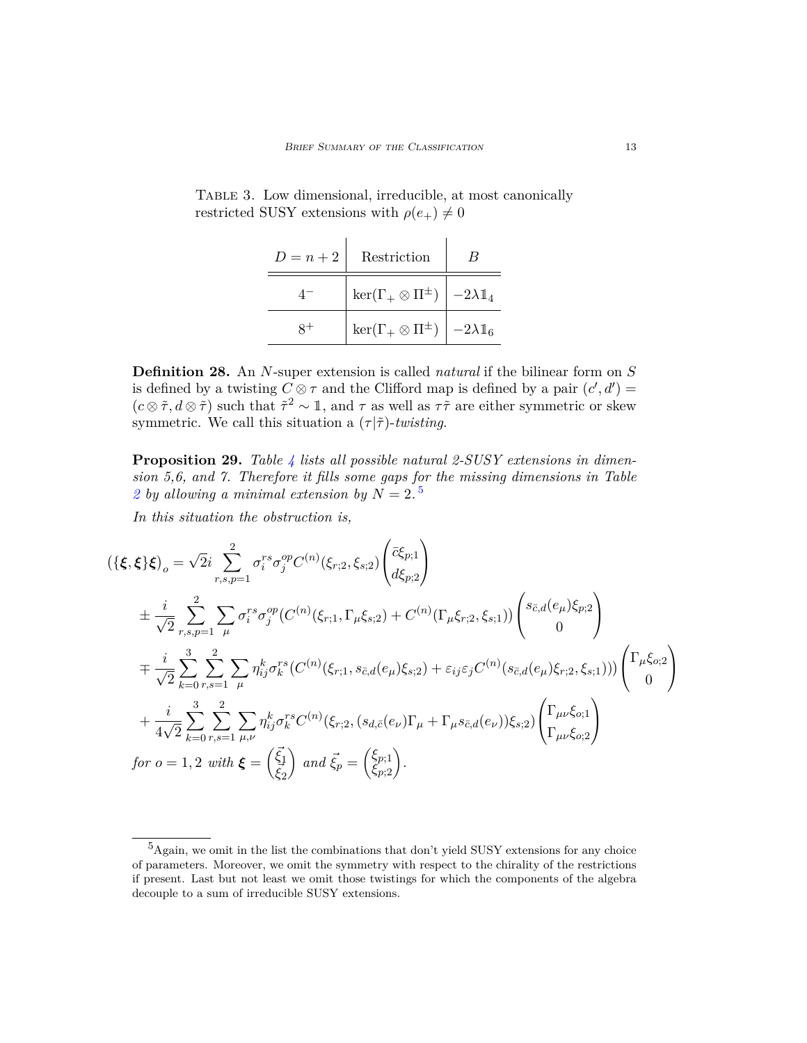TABLE 3. Low dimensional, irreducible, at most canonically restricted SUSY extensions with $\rho(e_+) \neq 0$

| $D = n+2$ | Restriction | $B$ |
|---|---|---|
| $4^-$ | $\ker(\Gamma_+ \otimes \Pi^\pm)$ | $-2\lambda \mathbb{1}_4$ |
| $8^+$ | $\ker(\Gamma_+ \otimes \Pi^\pm)$ | $-2\lambda \mathbb{1}_6$ |

**Definition 28.** An $N$-super extension is called *natural* if the bilinear form on $S$ is defined by a twisting $C \otimes \tau$ and the Clifford map is defined by a pair $(c', d') = (c \otimes \tilde{\tau}, d \otimes \tilde{\tau})$ such that $\tilde{\tau}^2 \sim \mathbb{1}$, and $\tau$ as well as $\tau\tilde{\tau}$ are either symmetric or skew symmetric. We call this situation a $(\tau|\tilde{\tau})$-*twisting*.

**Proposition 29.** *Table 4 lists all possible natural 2-SUSY extensions in dimension 5,6, and 7. Therefore it fills some gaps for the missing dimensions in Table 2 by allowing a minimal extension by $N = 2$.*[5]

*In this situation the obstruction is,*

$$
\begin{aligned}
(\{\boldsymbol{\xi}, \boldsymbol{\xi}\}\boldsymbol{\xi})_o &= \sqrt{2}i \sum_{r,s,p=1}^{2} \sigma_i^{rs} \sigma_j^{op} C^{(n)}(\xi_{r;2}, \xi_{s;2}) \begin{pmatrix} \bar{c}\xi_{p;1} \\ d\xi_{p;2} \end{pmatrix} \\
&\pm \frac{i}{\sqrt{2}} \sum_{r,s,p=1}^{2} \sum_{\mu} \sigma_i^{rs} \sigma_j^{op} \big( C^{(n)}(\xi_{r;1}, \Gamma_\mu \xi_{s;2}) + C^{(n)}(\Gamma_\mu \xi_{r;2}, \xi_{s;1}) \big) \begin{pmatrix} s_{\bar{c},d}(e_\mu)\xi_{p;2} \\ 0 \end{pmatrix} \\
&\mp \frac{i}{\sqrt{2}} \sum_{k=0}^{3} \sum_{r,s=1}^{2} \sum_{\mu} \eta_{ij}^{k} \sigma_k^{rs} \big( C^{(n)}(\xi_{r;1}, s_{\bar{c},d}(e_\mu)\xi_{s;2}) + \varepsilon_{ij}\varepsilon_j C^{(n)}(s_{\bar{c},d}(e_\mu)\xi_{r;2}, \xi_{s;1}) ) \big) \begin{pmatrix} \Gamma_\mu \xi_{o;2} \\ 0 \end{pmatrix} \\
&+ \frac{i}{4\sqrt{2}} \sum_{k=0}^{3} \sum_{r,s=1}^{2} \sum_{\mu,\nu} \eta_{ij}^{k} \sigma_k^{rs} C^{(n)}(\xi_{r;2}, (s_{d,\bar{c}}(e_\nu)\Gamma_\mu + \Gamma_\mu s_{\bar{c},d}(e_\nu))\xi_{s;2}) \begin{pmatrix} \Gamma_{\mu\nu}\xi_{o;1} \\ \Gamma_{\mu\nu}\xi_{o;2} \end{pmatrix}
\end{aligned}
$$

*for $o = 1, 2$ with $\boldsymbol{\xi} = \begin{pmatrix} \vec{\xi}_1 \\ \vec{\xi}_2 \end{pmatrix}$ and $\vec{\xi}_p = \begin{pmatrix} \xi_{p;1} \\ \xi_{p;2} \end{pmatrix}$.*

[5] Again, we omit in the list the combinations that don't yield SUSY extensions for any choice of parameters. Moreover, we omit the symmetry with respect to the chirality of the restrictions if present. Last but not least we omit those twistings for which the components of the algebra decouple to a sum of irreducible SUSY extensions.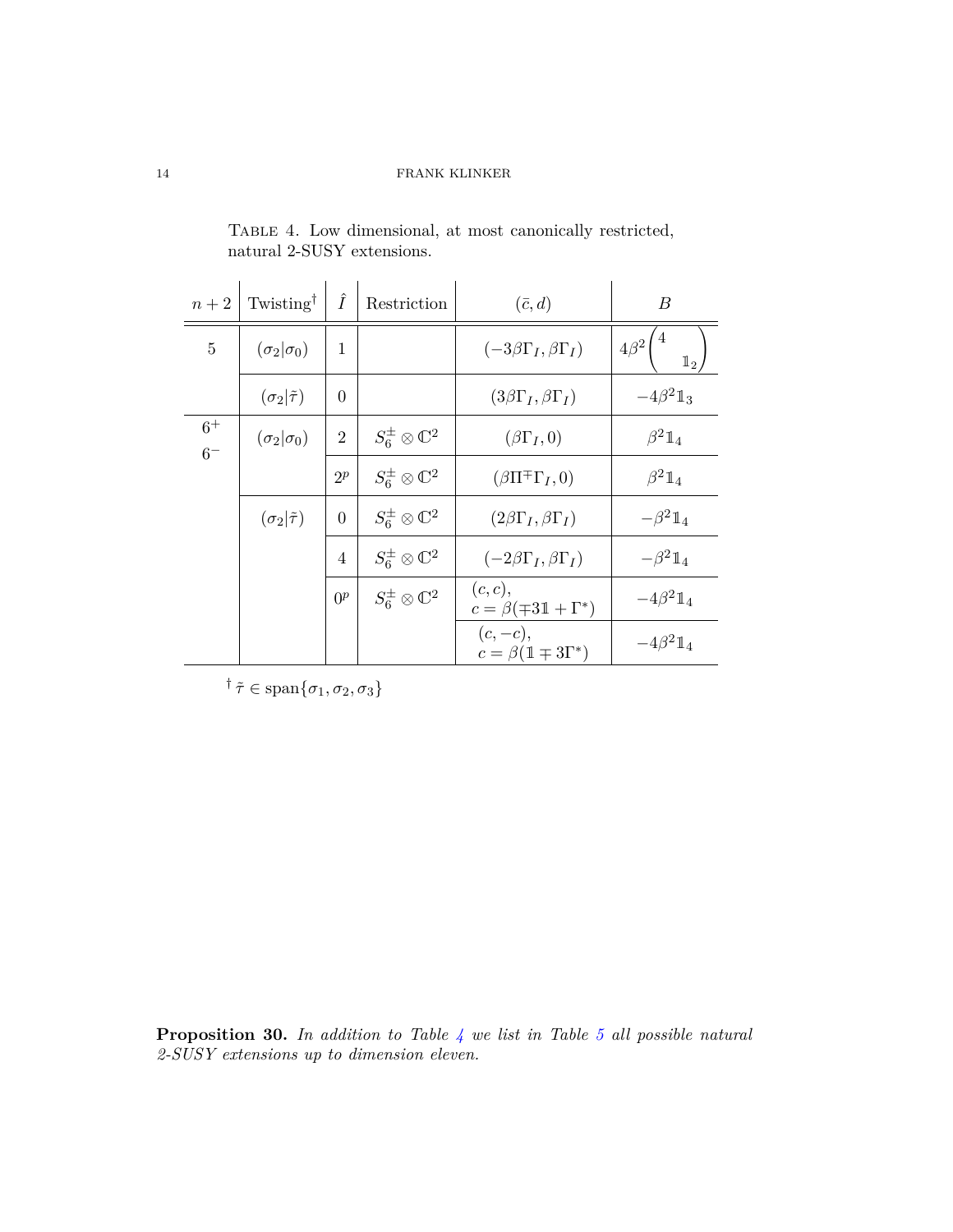Table 4. Low dimensional, at most canonically restricted, natural 2-SUSY extensions.

| $n+2$ | Twisting[†] | $\hat{I}$ | Restriction | $(\bar{c}, d)$ | $B$ |
|---|---|---|---|---|---|
| 5 | $(\sigma_2 \vert \sigma_0)$ | 1 | | $(-3\beta\Gamma_I, \beta\Gamma_I)$ | $4\beta^2 \begin{pmatrix} 4 & \\ & \mathbb{1}_2 \end{pmatrix}$ |
| | $(\sigma_2 \vert \tilde{\tau})$ | 0 | | $(3\beta\Gamma_I, \beta\Gamma_I)$ | $-4\beta^2 \mathbb{1}_3$ |
| $6^+$ $6^-$ | $(\sigma_2 \vert \sigma_0)$ | 2 | $S_6^\pm \otimes \mathbb{C}^2$ | $(\beta\Gamma_I, 0)$ | $\beta^2 \mathbb{1}_4$ |
| | | $2^p$ | $S_6^\pm \otimes \mathbb{C}^2$ | $(\beta\Pi^\mp\Gamma_I, 0)$ | $\beta^2 \mathbb{1}_4$ |
| | $(\sigma_2 \vert \tilde{\tau})$ | 0 | $S_6^\pm \otimes \mathbb{C}^2$ | $(2\beta\Gamma_I, \beta\Gamma_I)$ | $-\beta^2 \mathbb{1}_4$ |
| | | 4 | $S_6^\pm \otimes \mathbb{C}^2$ | $(-2\beta\Gamma_I, \beta\Gamma_I)$ | $-\beta^2 \mathbb{1}_4$ |
| | | $0^p$ | $S_6^\pm \otimes \mathbb{C}^2$ | $(c, c)$, $c = \beta(\mp 3\mathbb{1} + \Gamma^*)$ | $-4\beta^2 \mathbb{1}_4$ |
| | | | | $(c, -c)$, $c = \beta(\mathbb{1} \mp 3\Gamma^*)$ | $-4\beta^2 \mathbb{1}_4$ |

[†] $\tilde{\tau} \in \operatorname{span}\{\sigma_1, \sigma_2, \sigma_3\}$

**Proposition 30.** *In addition to Table 4 we list in Table 5 all possible natural 2-SUSY extensions up to dimension eleven.*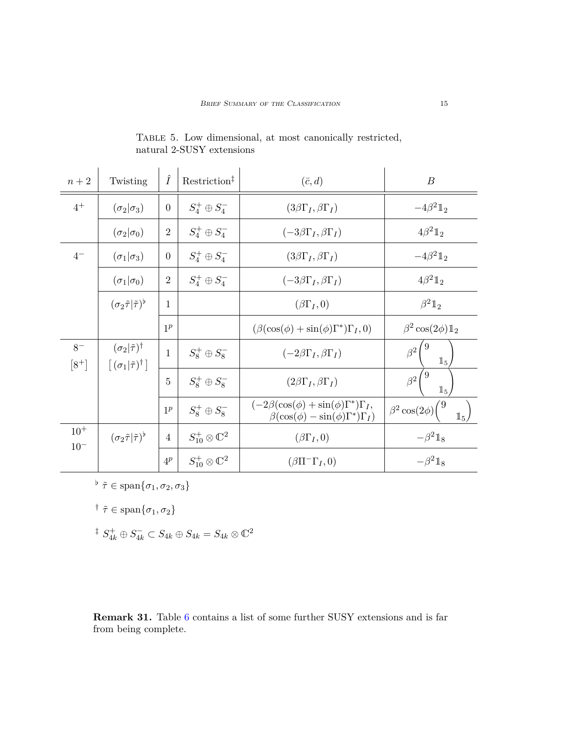TABLE 5. Low dimensional, at most canonically restricted, natural 2-SUSY extensions

| $n+2$ | Twisting | $\hat{I}$ | Restriction[‡] | $(\bar{c}, d)$ | $B$ |
|---|---|---|---|---|---|
| $4^+$ | $(\sigma_2 \vert \sigma_3)$ | $0$ | $S_4^+ \oplus S_4^-$ | $(3\beta\Gamma_I, \beta\Gamma_I)$ | $-4\beta^2 \mathbb{1}_2$ |
| | $(\sigma_2 \vert \sigma_0)$ | $2$ | $S_4^+ \oplus S_4^-$ | $(-3\beta\Gamma_I, \beta\Gamma_I)$ | $4\beta^2 \mathbb{1}_2$ |
| $4^-$ | $(\sigma_1 \vert \sigma_3)$ | $0$ | $S_4^+ \oplus S_4^-$ | $(3\beta\Gamma_I, \beta\Gamma_I)$ | $-4\beta^2 \mathbb{1}_2$ |
| | $(\sigma_1 \vert \sigma_0)$ | $2$ | $S_4^+ \oplus S_4^-$ | $(-3\beta\Gamma_I, \beta\Gamma_I)$ | $4\beta^2 \mathbb{1}_2$ |
| | $(\sigma_2\tilde{\tau} \vert \tilde{\tau})^\flat$ | $1$ | | $(\beta\Gamma_I, 0)$ | $\beta^2 \mathbb{1}_2$ |
| | | $1^p$ | | $(\beta(\cos(\phi) + \sin(\phi)\Gamma^*)\Gamma_I, 0)$ | $\beta^2 \cos(2\phi) \mathbb{1}_2$ |
| $8^-$ $[8^+]$ | $(\sigma_2 \vert \tilde{\tau})^\dagger$ $[(\sigma_1 \vert \tilde{\tau})^\dagger]$ | $1$ | $S_8^+ \oplus S_8^-$ | $(-2\beta\Gamma_I, \beta\Gamma_I)$ | $\beta^2 \begin{pmatrix} 9 & \\ & \mathbb{1}_5 \end{pmatrix}$ |
| | | $5$ | $S_8^+ \oplus S_8^-$ | $(2\beta\Gamma_I, \beta\Gamma_I)$ | $\beta^2 \begin{pmatrix} 9 & \\ & \mathbb{1}_5 \end{pmatrix}$ |
| | | $1^p$ | $S_8^+ \oplus S_8^-$ | $(-2\beta(\cos(\phi) + \sin(\phi)\Gamma^*)\Gamma_I,$ $\beta(\cos(\phi) - \sin(\phi)\Gamma^*)\Gamma_I)$ | $\beta^2 \cos(2\phi) \begin{pmatrix} 9 & \\ & \mathbb{1}_5 \end{pmatrix}$ |
| $10^+$ $10^-$ | $(\sigma_2\tilde{\tau} \vert \tilde{\tau})^\flat$ | $4$ | $S_{10}^+ \otimes \mathbb{C}^2$ | $(\beta\Gamma_I, 0)$ | $-\beta^2 \mathbb{1}_8$ |
| | | $4^p$ | $S_{10}^+ \otimes \mathbb{C}^2$ | $(\beta\Pi^-\Gamma_I, 0)$ | $-\beta^2 \mathbb{1}_8$ |

$^\flat$ $\tilde{\tau} \in \operatorname{span}\{\sigma_1, \sigma_2, \sigma_3\}$

$^\dagger$ $\tilde{\tau} \in \operatorname{span}\{\sigma_1, \sigma_2\}$

$^\ddagger$ $S_{4k}^+ \oplus S_{4k}^- \subset S_{4k} \oplus S_{4k} = S_{4k} \otimes \mathbb{C}^2$

**Remark 31.** Table 6 contains a list of some further SUSY extensions and is far from being complete.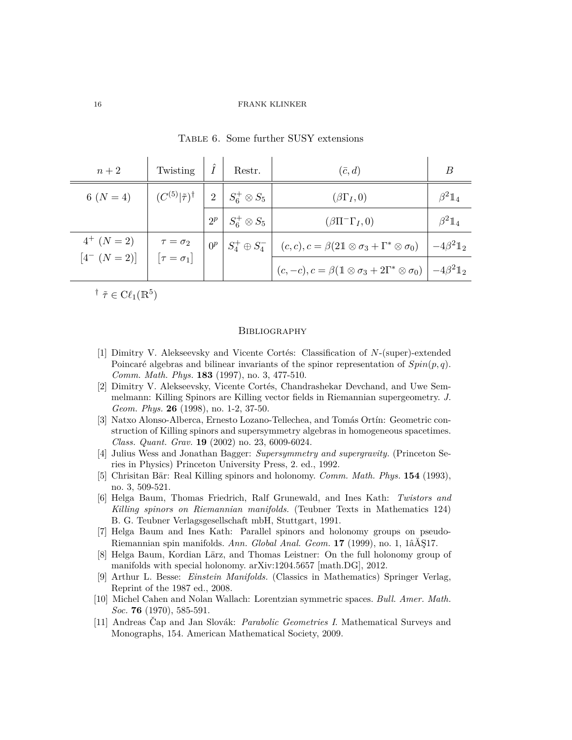Table 6. Some further SUSY extensions

| $n+2$ | Twisting | $\hat{I}$ | Restr. | $(\bar{c}, d)$ | $B$ |
|---|---|---|---|---|---|
| $6\ (N=4)$ | $(C^{(5)}\vert\tilde{\tau})^{\dagger}$ | $2$ | $S_6^+ \otimes S_5$ | $(\beta\Gamma_I, 0)$ | $\beta^2 \mathbb{1}_4$ |
| | | $2^p$ | $S_6^+ \otimes S_5$ | $(\beta\Pi^-\Gamma_I, 0)$ | $\beta^2 \mathbb{1}_4$ |
| $4^+\ (N=2)$ $[4^-\ (N=2)]$ | $\tau = \sigma_2$ $[\tau = \sigma_1]$ | $0^p$ | $S_4^+ \oplus S_4^-$ | $(c, c), c = \beta(2\mathbb{1} \otimes \sigma_3 + \Gamma^* \otimes \sigma_0)$ | $-4\beta^2 \mathbb{1}_2$ |
| | | | | $(c, -c), c = \beta(\mathbb{1} \otimes \sigma_3 + 2\Gamma^* \otimes \sigma_0)$ | $-4\beta^2 \mathbb{1}_2$ |

$^{\dagger}$ $\tilde{\tau} \in \mathrm{C}\ell_1(\mathbb{R}^5)$

## Bibliography

[1] Dimitry V. Alekseevsky and Vicente Cortés: Classification of $N$-(super)-extended Poincaré algebras and bilinear invariants of the spinor representation of $Spin(p,q)$. *Comm. Math. Phys.* **183** (1997), no. 3, 477-510.

[2] Dimitry V. Alekseevsky, Vicente Cortés, Chandrashekar Devchand, and Uwe Semmelmann: Killing Spinors are Killing vector fields in Riemannian supergeometry. *J. Geom. Phys.* **26** (1998), no. 1-2, 37-50.

[3] Natxo Alonso-Alberca, Ernesto Lozano-Tellechea, and Tomás Ortín: Geometric construction of Killing spinors and supersymmetry algebras in homogeneous spacetimes. *Class. Quant. Grav.* **19** (2002) no. 23, 6009-6024.

[4] Julius Wess and Jonathan Bagger: *Supersymmetry and supergravity.* (Princeton Series in Physics) Princeton University Press, 2. ed., 1992.

[5] Chrisitan Bär: Real Killing spinors and holonomy. *Comm. Math. Phys.* **154** (1993), no. 3, 509-521.

[6] Helga Baum, Thomas Friedrich, Ralf Grunewald, and Ines Kath: *Twistors and Killing spinors on Riemannian manifolds.* (Teubner Texts in Mathematics 124) B. G. Teubner Verlagsgesellschaft mbH, Stuttgart, 1991.

[7] Helga Baum and Ines Kath: Parallel spinors and holonomy groups on pseudo-Riemannian spin manifolds. *Ann. Global Anal. Geom.* **17** (1999), no. 1, 1âĂŞ17.

[8] Helga Baum, Kordian Lärz, and Thomas Leistner: On the full holonomy group of manifolds with special holonomy. arXiv:1204.5657 [math.DG], 2012.

[9] Arthur L. Besse: *Einstein Manifolds.* (Classics in Mathematics) Springer Verlag, Reprint of the 1987 ed., 2008.

[10] Michel Cahen and Nolan Wallach: Lorentzian symmetric spaces. *Bull. Amer. Math. Soc.* **76** (1970), 585-591.

[11] Andreas Čap and Jan Slovák: *Parabolic Geometries I.* Mathematical Surveys and Monographs, 154. American Mathematical Society, 2009.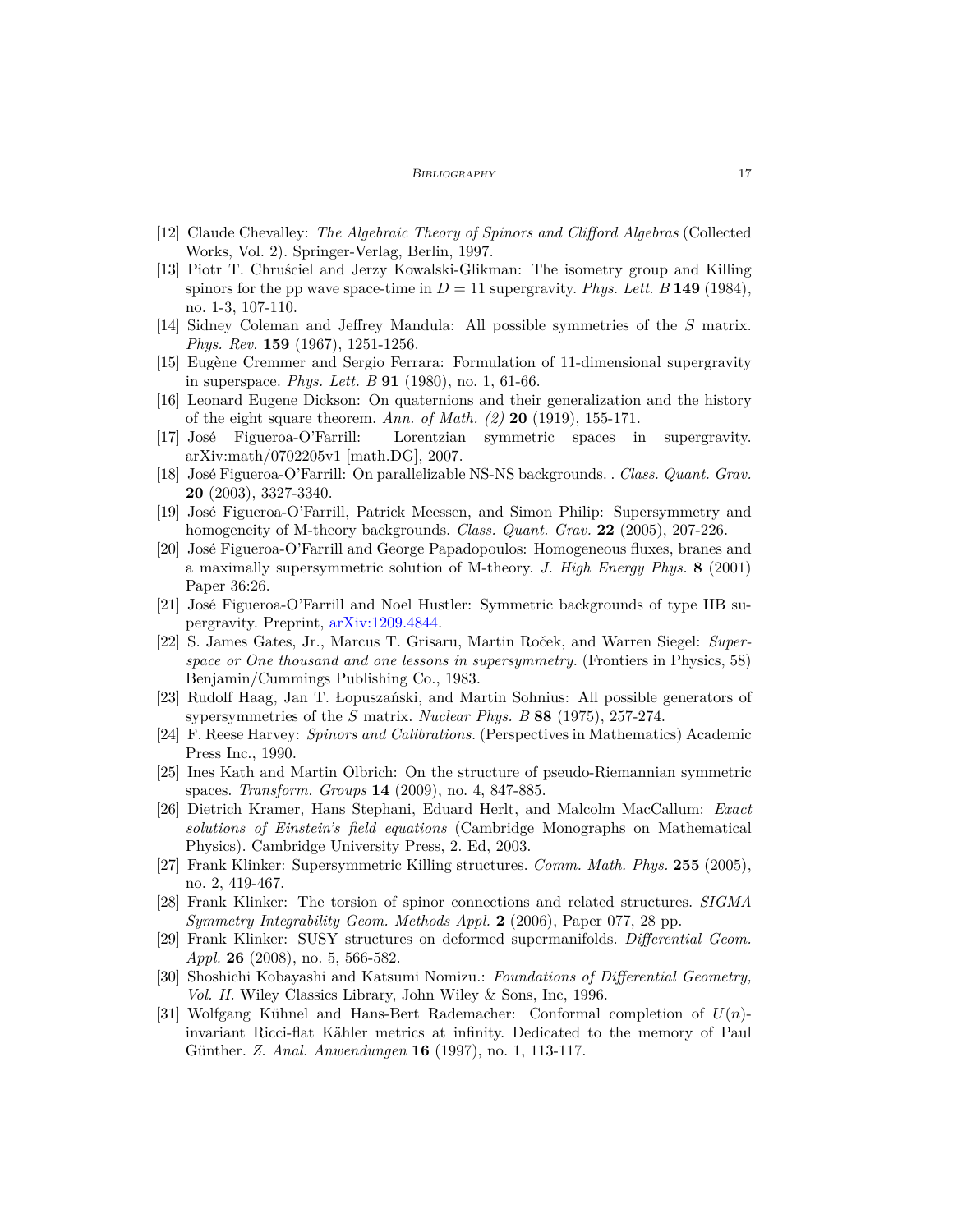[12] Claude Chevalley: *The Algebraic Theory of Spinors and Clifford Algebras* (Collected Works, Vol. 2). Springer-Verlag, Berlin, 1997.

[13] Piotr T. Chruściel and Jerzy Kowalski-Glikman: The isometry group and Killing spinors for the pp wave space-time in $D = 11$ supergravity. *Phys. Lett. B* **149** (1984), no. 1-3, 107-110.

[14] Sidney Coleman and Jeffrey Mandula: All possible symmetries of the $S$ matrix. *Phys. Rev.* **159** (1967), 1251-1256.

[15] Eugène Cremmer and Sergio Ferrara: Formulation of 11-dimensional supergravity in superspace. *Phys. Lett. B* **91** (1980), no. 1, 61-66.

[16] Leonard Eugene Dickson: On quaternions and their generalization and the history of the eight square theorem. *Ann. of Math. (2)* **20** (1919), 155-171.

[17] José Figueroa-O'Farrill: Lorentzian symmetric spaces in supergravity. arXiv:math/0702205v1 [math.DG], 2007.

[18] José Figueroa-O'Farrill: On parallelizable NS-NS backgrounds. . *Class. Quant. Grav.* **20** (2003), 3327-3340.

[19] José Figueroa-O'Farrill, Patrick Meessen, and Simon Philip: Supersymmetry and homogeneity of M-theory backgrounds. *Class. Quant. Grav.* **22** (2005), 207-226.

[20] José Figueroa-O'Farrill and George Papadopoulos: Homogeneous fluxes, branes and a maximally supersymmetric solution of M-theory. *J. High Energy Phys.* **8** (2001) Paper 36:26.

[21] José Figueroa-O'Farrill and Noel Hustler: Symmetric backgrounds of type IIB supergravity. Preprint, arXiv:1209.4844.

[22] S. James Gates, Jr., Marcus T. Grisaru, Martin Roček, and Warren Siegel: *Superspace or One thousand and one lessons in supersymmetry.* (Frontiers in Physics, 58) Benjamin/Cummings Publishing Co., 1983.

[23] Rudolf Haag, Jan T. Łopuszański, and Martin Sohnius: All possible generators of sypersymmetries of the $S$ matrix. *Nuclear Phys. B* **88** (1975), 257-274.

[24] F. Reese Harvey: *Spinors and Calibrations.* (Perspectives in Mathematics) Academic Press Inc., 1990.

[25] Ines Kath and Martin Olbrich: On the structure of pseudo-Riemannian symmetric spaces. *Transform. Groups* **14** (2009), no. 4, 847-885.

[26] Dietrich Kramer, Hans Stephani, Eduard Herlt, and Malcolm MacCallum: *Exact solutions of Einstein's field equations* (Cambridge Monographs on Mathematical Physics). Cambridge University Press, 2. Ed, 2003.

[27] Frank Klinker: Supersymmetric Killing structures. *Comm. Math. Phys.* **255** (2005), no. 2, 419-467.

[28] Frank Klinker: The torsion of spinor connections and related structures. *SIGMA Symmetry Integrability Geom. Methods Appl.* **2** (2006), Paper 077, 28 pp.

[29] Frank Klinker: SUSY structures on deformed supermanifolds. *Differential Geom. Appl.* **26** (2008), no. 5, 566-582.

[30] Shoshichi Kobayashi and Katsumi Nomizu.: *Foundations of Differential Geometry, Vol. II.* Wiley Classics Library, John Wiley & Sons, Inc, 1996.

[31] Wolfgang Kühnel and Hans-Bert Rademacher: Conformal completion of $U(n)$-invariant Ricci-flat Kähler metrics at infinity. Dedicated to the memory of Paul Günther. *Z. Anal. Anwendungen* **16** (1997), no. 1, 113-117.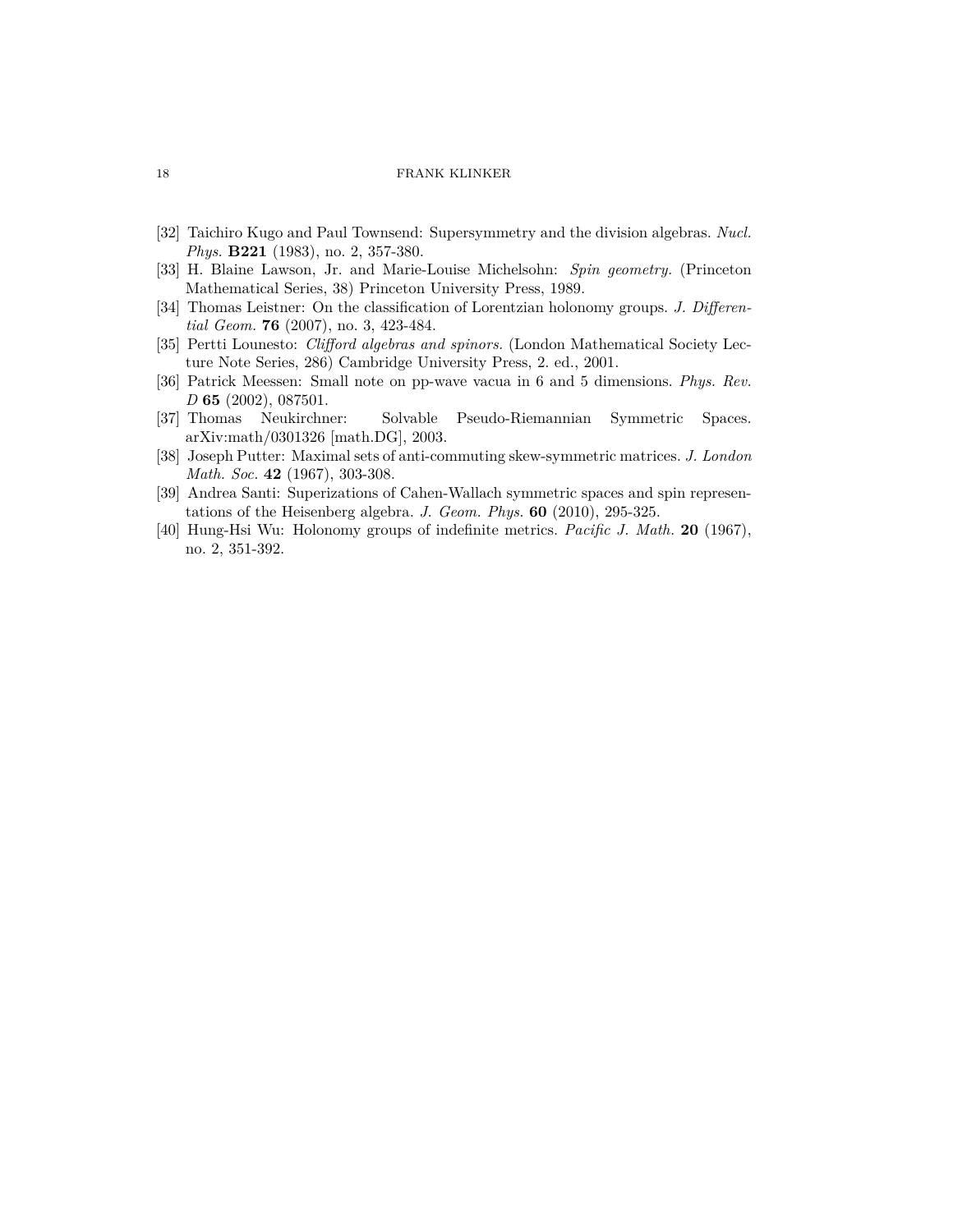[32] Taichiro Kugo and Paul Townsend: Supersymmetry and the division algebras. *Nucl. Phys.* **B221** (1983), no. 2, 357-380.

[33] H. Blaine Lawson, Jr. and Marie-Louise Michelsohn: *Spin geometry.* (Princeton Mathematical Series, 38) Princeton University Press, 1989.

[34] Thomas Leistner: On the classification of Lorentzian holonomy groups. *J. Differential Geom.* **76** (2007), no. 3, 423-484.

[35] Pertti Lounesto: *Clifford algebras and spinors.* (London Mathematical Society Lecture Note Series, 286) Cambridge University Press, 2. ed., 2001.

[36] Patrick Meessen: Small note on pp-wave vacua in 6 and 5 dimensions. *Phys. Rev. D* **65** (2002), 087501.

[37] Thomas Neukirchner: Solvable Pseudo-Riemannian Symmetric Spaces. arXiv:math/0301326 [math.DG], 2003.

[38] Joseph Putter: Maximal sets of anti-commuting skew-symmetric matrices. *J. London Math. Soc.* **42** (1967), 303-308.

[39] Andrea Santi: Superizations of Cahen-Wallach symmetric spaces and spin representations of the Heisenberg algebra. *J. Geom. Phys.* **60** (2010), 295-325.

[40] Hung-Hsi Wu: Holonomy groups of indefinite metrics. *Pacific J. Math.* **20** (1967), no. 2, 351-392.